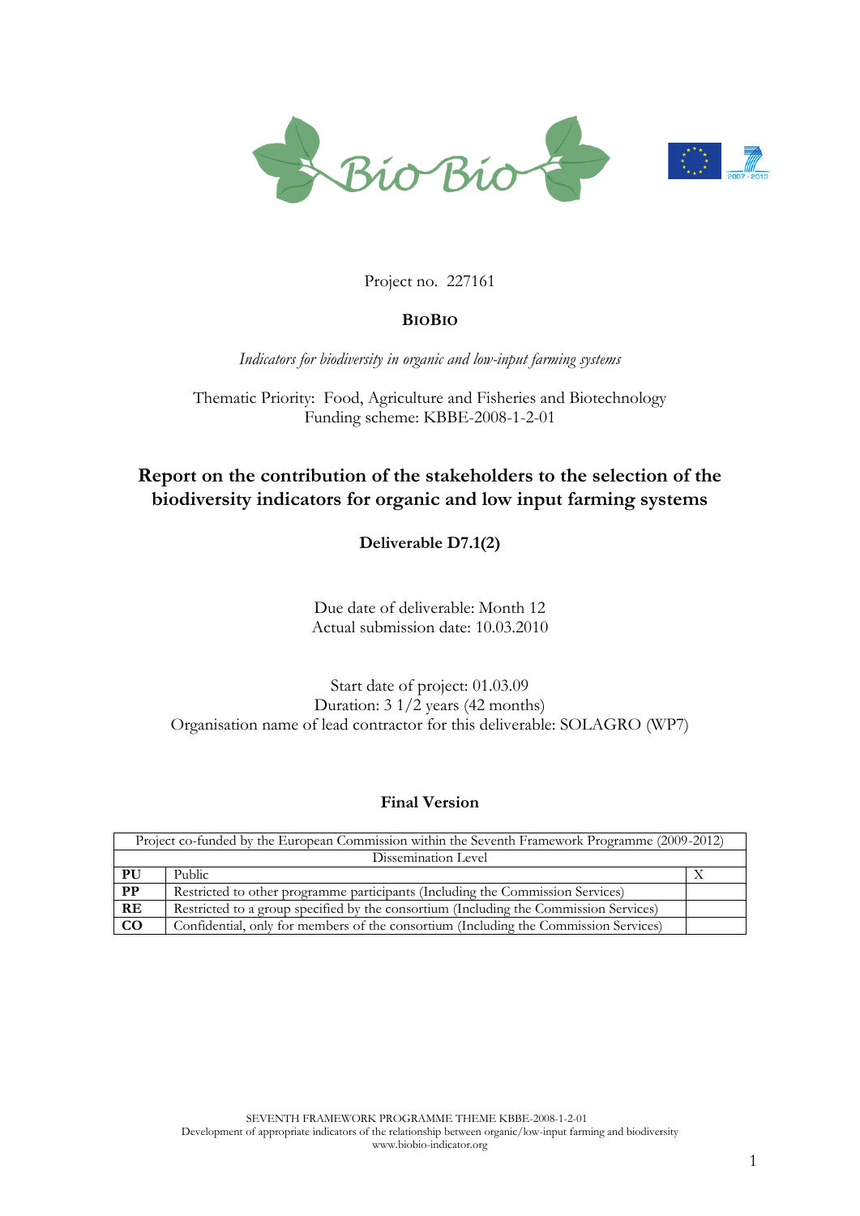Project no. 227161

**BIOBIO**

*Indicators for biodiversity in organic and low-input farming systems*

Thematic Priority: Food, Agriculture and Fisheries and Biotechnology
Funding scheme: KBBE-2008-1-2-01

## Report on the contribution of the stakeholders to the selection of the biodiversity indicators for organic and low input farming systems

**Deliverable D7.1(2)**

Due date of deliverable: Month 12
Actual submission date: 10.03.2010

Start date of project: 01.03.09
Duration: 3 1/2 years (42 months)
Organisation name of lead contractor for this deliverable: SOLAGRO (WP7)

**Final Version**

| Project co-funded by the European Commission within the Seventh Framework Programme (2009-2012) | | |
|---|---|---|
| Dissemination Level | | |
| **PU** | Public | X |
| **PP** | Restricted to other programme participants (Including the Commission Services) | |
| **RE** | Restricted to a group specified by the consortium (Including the Commission Services) | |
| **CO** | Confidential, only for members of the consortium (Including the Commission Services) | |

SEVENTH FRAMEWORK PROGRAMME THEME KBBE-2008-1-2-01
Development of appropriate indicators of the relationship between organic/low-input farming and biodiversity
www.biobio-indicator.org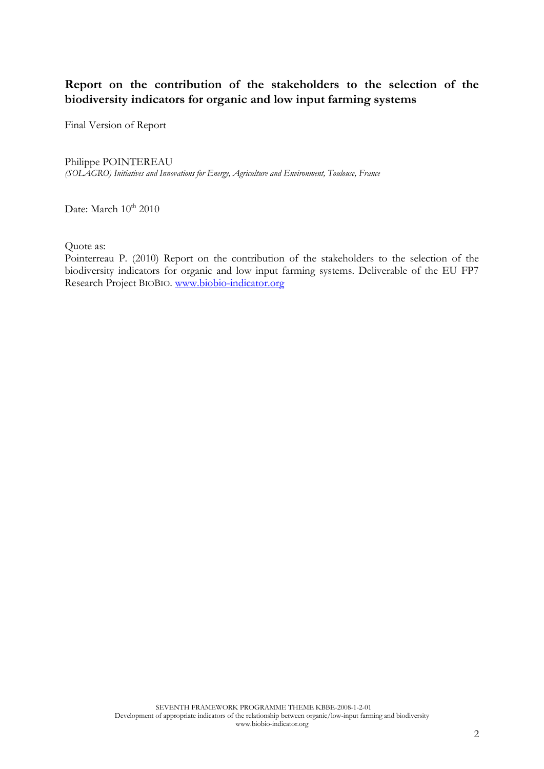**Report on the contribution of the stakeholders to the selection of the biodiversity indicators for organic and low input farming systems**

Final Version of Report

Philippe POINTEREAU
*(SOLAGRO) Initiatives and Innovations for Energy, Agriculture and Environment, Toulouse, France*

Date: March 10th 2010

Quote as:
Pointerreau P. (2010) Report on the contribution of the stakeholders to the selection of the biodiversity indicators for organic and low input farming systems. Deliverable of the EU FP7 Research Project BIOBIO. www.biobio-indicator.org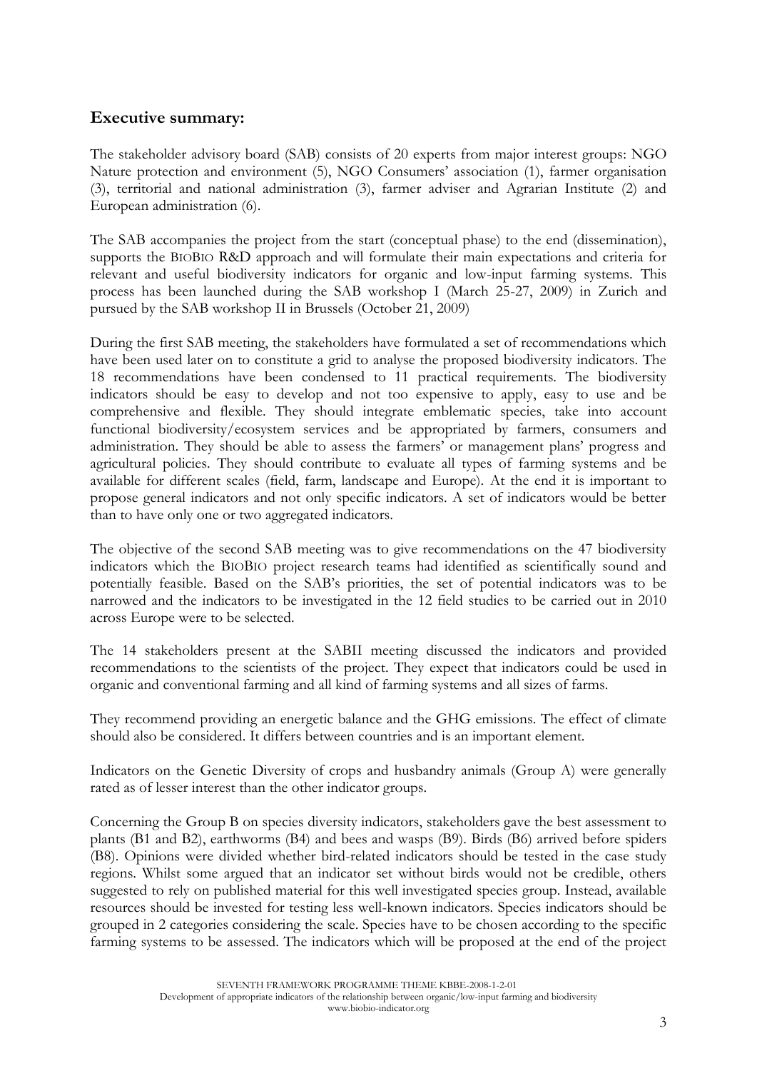## Executive summary:

The stakeholder advisory board (SAB) consists of 20 experts from major interest groups: NGO Nature protection and environment (5), NGO Consumers' association (1), farmer organisation (3), territorial and national administration (3), farmer adviser and Agrarian Institute (2) and European administration (6).

The SAB accompanies the project from the start (conceptual phase) to the end (dissemination), supports the BIOBIO R&D approach and will formulate their main expectations and criteria for relevant and useful biodiversity indicators for organic and low-input farming systems. This process has been launched during the SAB workshop I (March 25-27, 2009) in Zurich and pursued by the SAB workshop II in Brussels (October 21, 2009)

During the first SAB meeting, the stakeholders have formulated a set of recommendations which have been used later on to constitute a grid to analyse the proposed biodiversity indicators. The 18 recommendations have been condensed to 11 practical requirements. The biodiversity indicators should be easy to develop and not too expensive to apply, easy to use and be comprehensive and flexible. They should integrate emblematic species, take into account functional biodiversity/ecosystem services and be appropriated by farmers, consumers and administration. They should be able to assess the farmers' or management plans' progress and agricultural policies. They should contribute to evaluate all types of farming systems and be available for different scales (field, farm, landscape and Europe). At the end it is important to propose general indicators and not only specific indicators. A set of indicators would be better than to have only one or two aggregated indicators.

The objective of the second SAB meeting was to give recommendations on the 47 biodiversity indicators which the BIOBIO project research teams had identified as scientifically sound and potentially feasible. Based on the SAB's priorities, the set of potential indicators was to be narrowed and the indicators to be investigated in the 12 field studies to be carried out in 2010 across Europe were to be selected.

The 14 stakeholders present at the SABII meeting discussed the indicators and provided recommendations to the scientists of the project. They expect that indicators could be used in organic and conventional farming and all kind of farming systems and all sizes of farms.

They recommend providing an energetic balance and the GHG emissions. The effect of climate should also be considered. It differs between countries and is an important element.

Indicators on the Genetic Diversity of crops and husbandry animals (Group A) were generally rated as of lesser interest than the other indicator groups.

Concerning the Group B on species diversity indicators, stakeholders gave the best assessment to plants (B1 and B2), earthworms (B4) and bees and wasps (B9). Birds (B6) arrived before spiders (B8). Opinions were divided whether bird-related indicators should be tested in the case study regions. Whilst some argued that an indicator set without birds would not be credible, others suggested to rely on published material for this well investigated species group. Instead, available resources should be invested for testing less well-known indicators. Species indicators should be grouped in 2 categories considering the scale. Species have to be chosen according to the specific farming systems to be assessed. The indicators which will be proposed at the end of the project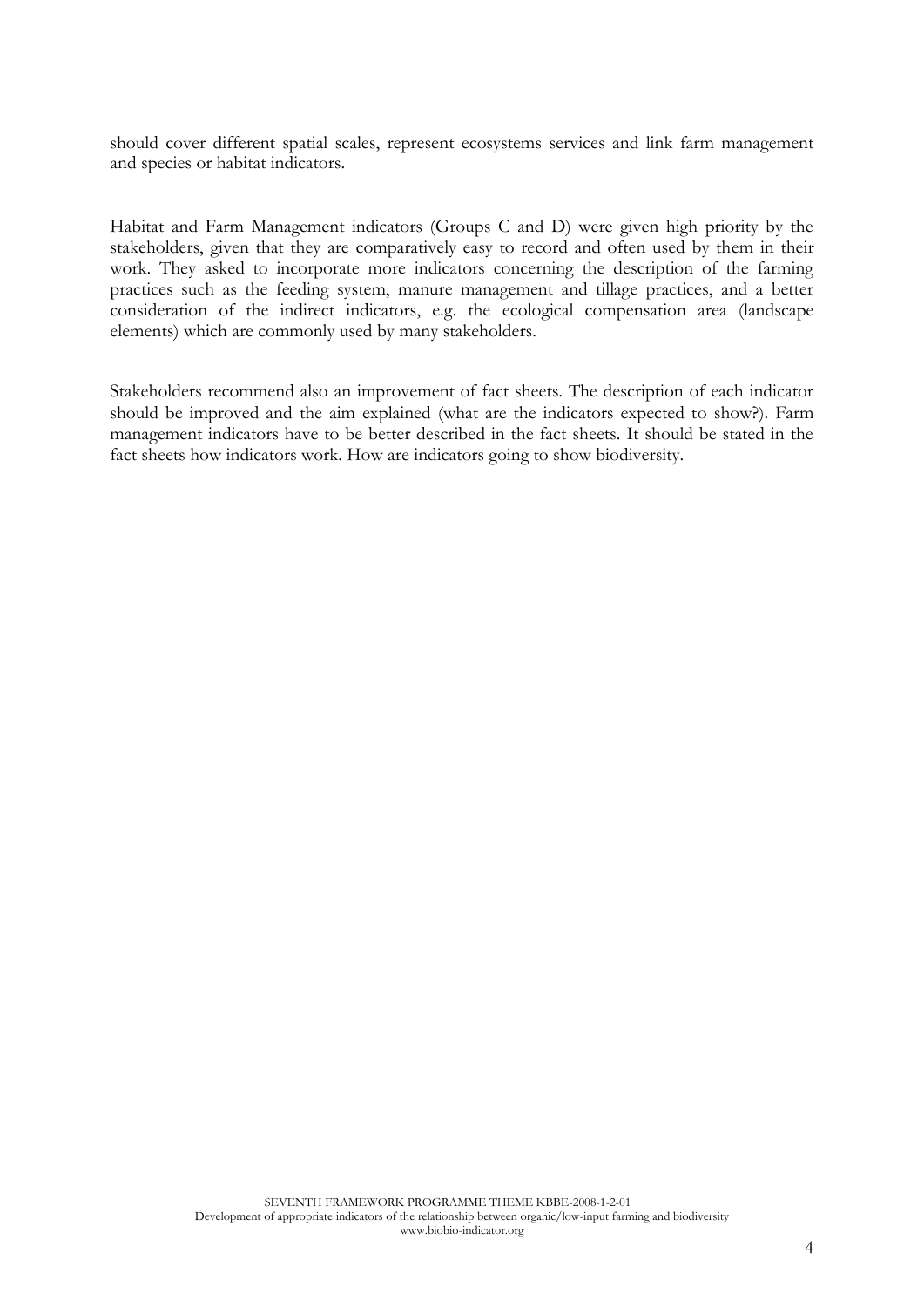should cover different spatial scales, represent ecosystems services and link farm management and species or habitat indicators.

Habitat and Farm Management indicators (Groups C and D) were given high priority by the stakeholders, given that they are comparatively easy to record and often used by them in their work. They asked to incorporate more indicators concerning the description of the farming practices such as the feeding system, manure management and tillage practices, and a better consideration of the indirect indicators, e.g. the ecological compensation area (landscape elements) which are commonly used by many stakeholders.

Stakeholders recommend also an improvement of fact sheets. The description of each indicator should be improved and the aim explained (what are the indicators expected to show?). Farm management indicators have to be better described in the fact sheets. It should be stated in the fact sheets how indicators work. How are indicators going to show biodiversity.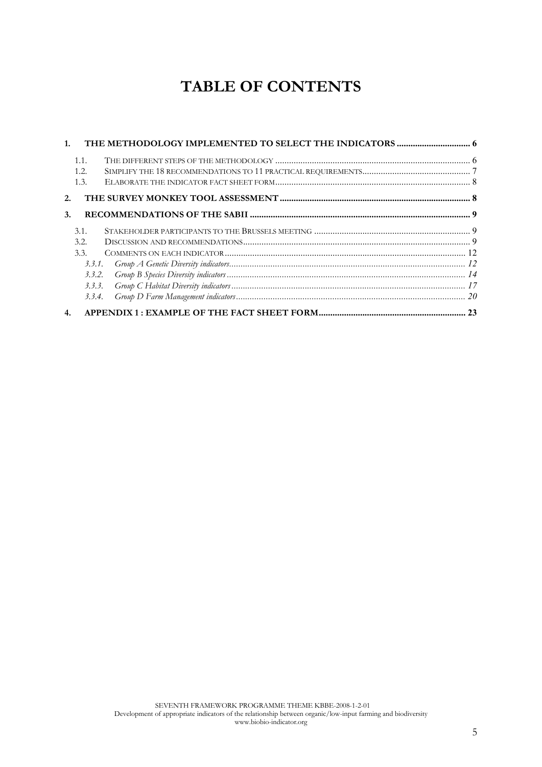# TABLE OF CONTENTS

1. THE METHODOLOGY IMPLEMENTED TO SELECT THE INDICATORS ................................ 6
    - 1.1. THE DIFFERENT STEPS OF THE METHODOLOGY ..................................................................................... 6
    - 1.2. SIMPLIFY THE 18 RECOMMENDATIONS TO 11 PRACTICAL REQUIREMENTS............................................... 7
    - 1.3. ELABORATE THE INDICATOR FACT SHEET FORM..................................................................................... 8
2. THE SURVEY MONKEY TOOL ASSESSMENT ................................................................................... 8
3. RECOMMENDATIONS OF THE SABII ................................................................................................ 9
    - 3.1. STAKEHOLDER PARTICIPANTS TO THE BRUSSELS MEETING .................................................................... 9
    - 3.2. DISCUSSION AND RECOMMENDATIONS................................................................................................... 9
    - 3.3. COMMENTS ON EACH INDICATOR ......................................................................................................... 12
        - *3.3.1. Group A Genetic Diversity indicators....................................................................................................... 12*
        - *3.3.2. Group B Species Diversity indicators ........................................................................................................ 14*
        - *3.3.3. Group C Habitat Diversity indicators ...................................................................................................... 17*
        - *3.3.4. Group D Farm Management indicators.................................................................................................... 20*
4. APPENDIX 1 : EXAMPLE OF THE FACT SHEET FORM................................................................ 23

SEVENTH FRAMEWORK PROGRAMME THEME KBBE-2008-1-2-01
Development of appropriate indicators of the relationship between organic/low-input farming and biodiversity
www.biobio-indicator.org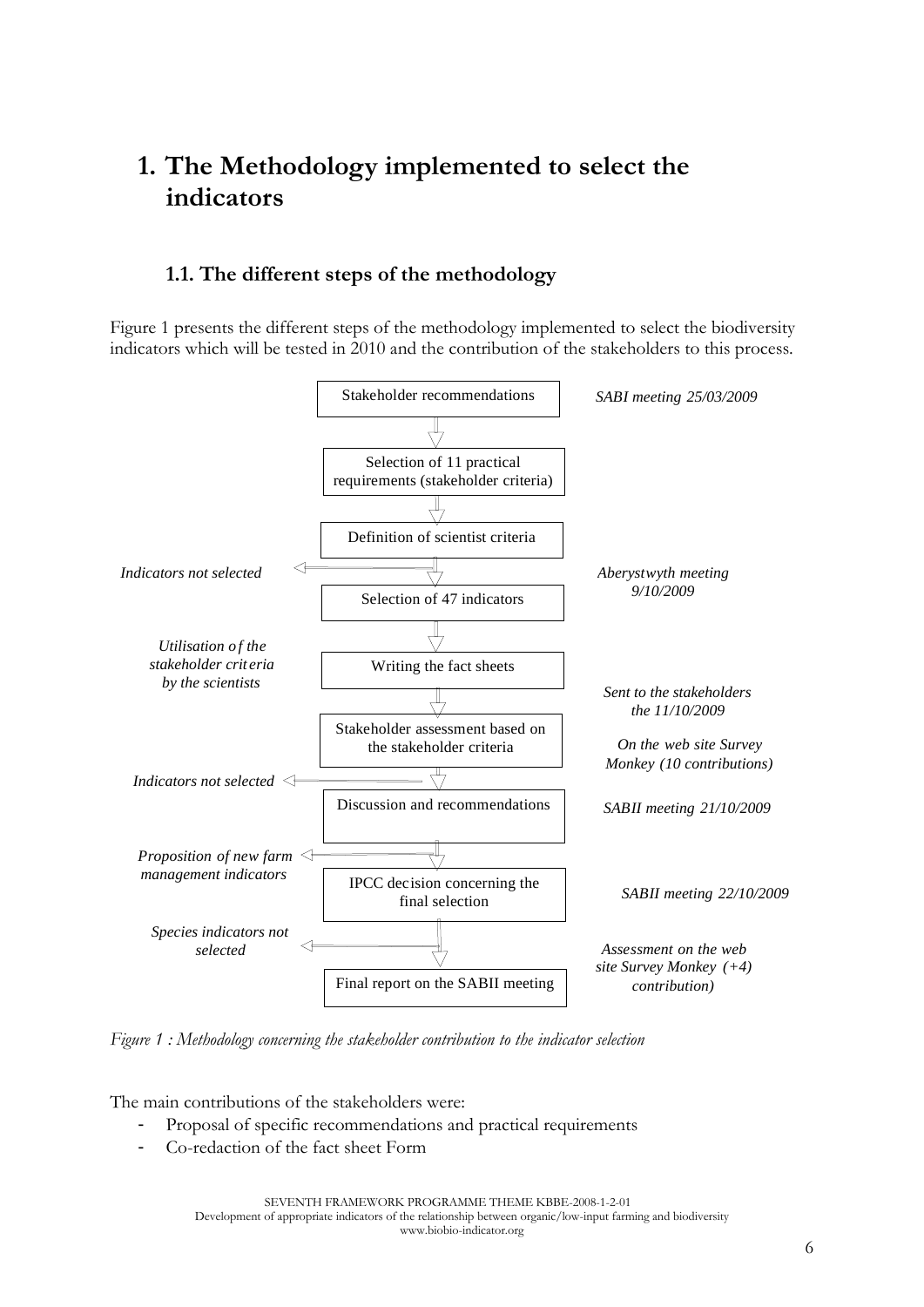# 1. The Methodology implemented to select the indicators

## 1.1. The different steps of the methodology

Figure 1 presents the different steps of the methodology implemented to select the biodiversity indicators which will be tested in 2010 and the contribution of the stakeholders to this process.

Stakeholder recommendations — *SABI meeting 25/03/2009*

↓

Selection of 11 practical requirements (stakeholder criteria)

↓

Definition of scientist criteria

↓ ← *Indicators not selected*

Selection of 47 indicators — *Aberystwyth meeting 9/10/2009*

↓

Writing the fact sheets — *Utilisation of the stakeholder criteria by the scientists*

↓ *Sent to the stakeholders the 11/10/2009*

Stakeholder assessment based on the stakeholder criteria — *On the web site Survey Monkey (10 contributions)*

↓ ← *Indicators not selected*

Discussion and recommendations — *SABII meeting 21/10/2009*

↓ ← *Proposition of new farm management indicators*

IPCC decision concerning the final selection — *SABII meeting 22/10/2009*

↓ ← *Species indicators not selected*

Final report on the SABII meeting — *Assessment on the web site Survey Monkey (+4) contribution)*

*Figure 1 : Methodology concerning the stakeholder contribution to the indicator selection*

The main contributions of the stakeholders were:

- Proposal of specific recommendations and practical requirements
- Co-redaction of the fact sheet Form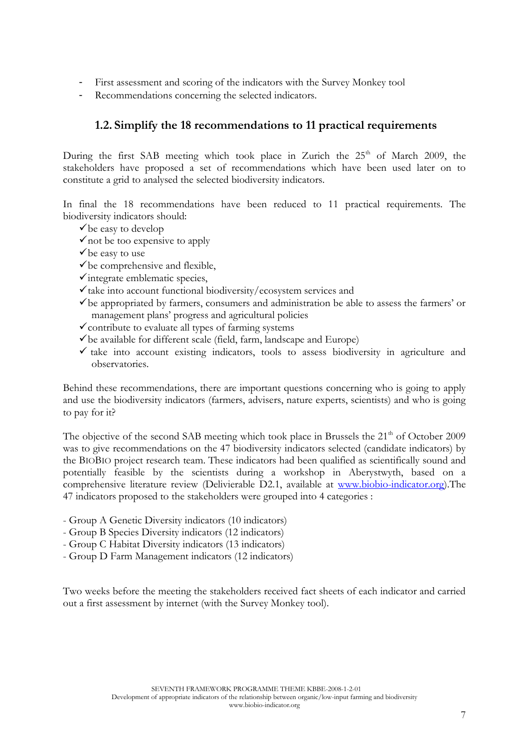- First assessment and scoring of the indicators with the Survey Monkey tool
- Recommendations concerning the selected indicators.

## 1.2. Simplify the 18 recommendations to 11 practical requirements

During the first SAB meeting which took place in Zurich the 25th of March 2009, the stakeholders have proposed a set of recommendations which have been used later on to constitute a grid to analysed the selected biodiversity indicators.

In final the 18 recommendations have been reduced to 11 practical requirements. The biodiversity indicators should:

- ✓ be easy to develop
- ✓ not be too expensive to apply
- ✓ be easy to use
- ✓ be comprehensive and flexible,
- ✓ integrate emblematic species,
- ✓ take into account functional biodiversity/ecosystem services and
- ✓ be appropriated by farmers, consumers and administration be able to assess the farmers' or management plans' progress and agricultural policies
- ✓ contribute to evaluate all types of farming systems
- ✓ be available for different scale (field, farm, landscape and Europe)
- ✓ take into account existing indicators, tools to assess biodiversity in agriculture and observatories.

Behind these recommendations, there are important questions concerning who is going to apply and use the biodiversity indicators (farmers, advisers, nature experts, scientists) and who is going to pay for it?

The objective of the second SAB meeting which took place in Brussels the 21th of October 2009 was to give recommendations on the 47 biodiversity indicators selected (candidate indicators) by the BIOBIO project research team. These indicators had been qualified as scientifically sound and potentially feasible by the scientists during a workshop in Aberystwyth, based on a comprehensive literature review (Delivierable D2.1, available at www.biobio-indicator.org).The 47 indicators proposed to the stakeholders were grouped into 4 categories :

- Group A Genetic Diversity indicators (10 indicators)
- Group B Species Diversity indicators (12 indicators)
- Group C Habitat Diversity indicators (13 indicators)
- Group D Farm Management indicators (12 indicators)

Two weeks before the meeting the stakeholders received fact sheets of each indicator and carried out a first assessment by internet (with the Survey Monkey tool).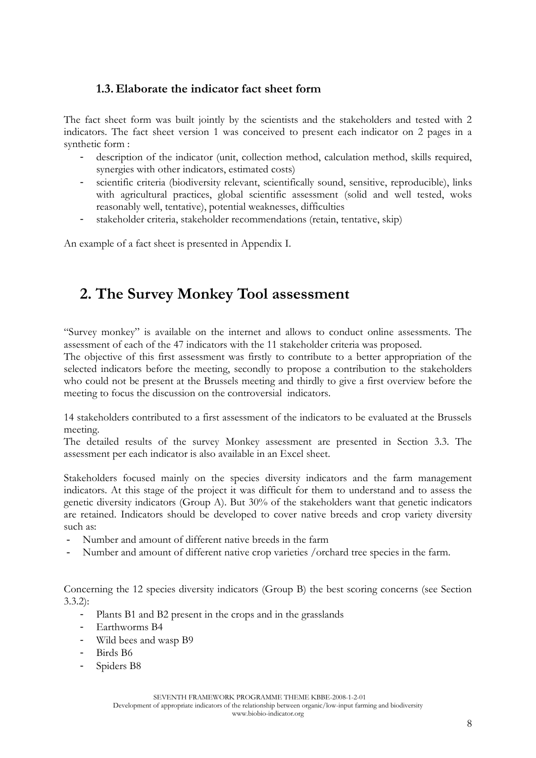### 1.3. Elaborate the indicator fact sheet form

The fact sheet form was built jointly by the scientists and the stakeholders and tested with 2 indicators. The fact sheet version 1 was conceived to present each indicator on 2 pages in a synthetic form :

- description of the indicator (unit, collection method, calculation method, skills required, synergies with other indicators, estimated costs)
- scientific criteria (biodiversity relevant, scientifically sound, sensitive, reproducible), links with agricultural practices, global scientific assessment (solid and well tested, woks reasonably well, tentative), potential weaknesses, difficulties
- stakeholder criteria, stakeholder recommendations (retain, tentative, skip)

An example of a fact sheet is presented in Appendix I.

## 2. The Survey Monkey Tool assessment

"Survey monkey" is available on the internet and allows to conduct online assessments. The assessment of each of the 47 indicators with the 11 stakeholder criteria was proposed.

The objective of this first assessment was firstly to contribute to a better appropriation of the selected indicators before the meeting, secondly to propose a contribution to the stakeholders who could not be present at the Brussels meeting and thirdly to give a first overview before the meeting to focus the discussion on the controversial indicators.

14 stakeholders contributed to a first assessment of the indicators to be evaluated at the Brussels meeting.

The detailed results of the survey Monkey assessment are presented in Section 3.3. The assessment per each indicator is also available in an Excel sheet.

Stakeholders focused mainly on the species diversity indicators and the farm management indicators. At this stage of the project it was difficult for them to understand and to assess the genetic diversity indicators (Group A). But 30% of the stakeholders want that genetic indicators are retained. Indicators should be developed to cover native breeds and crop variety diversity such as:

- Number and amount of different native breeds in the farm
- Number and amount of different native crop varieties /orchard tree species in the farm.

Concerning the 12 species diversity indicators (Group B) the best scoring concerns (see Section 3.3.2):

- Plants B1 and B2 present in the crops and in the grasslands
- Earthworms B4
- Wild bees and wasp B9
- Birds B6
- Spiders B8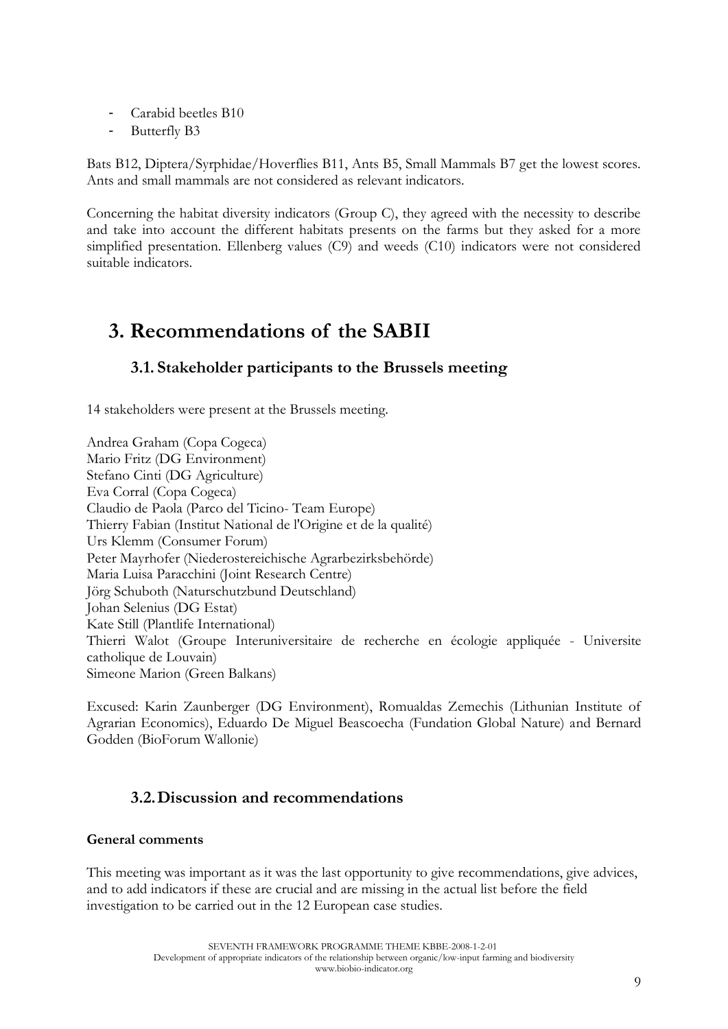- Carabid beetles B10
- Butterfly B3

Bats B12, Diptera/Syrphidae/Hoverflies B11, Ants B5, Small Mammals B7 get the lowest scores. Ants and small mammals are not considered as relevant indicators.

Concerning the habitat diversity indicators (Group C), they agreed with the necessity to describe and take into account the different habitats presents on the farms but they asked for a more simplified presentation. Ellenberg values (C9) and weeds (C10) indicators were not considered suitable indicators.

# 3. Recommendations of the SABII

## 3.1. Stakeholder participants to the Brussels meeting

14 stakeholders were present at the Brussels meeting.

Andrea Graham (Copa Cogeca)
Mario Fritz (DG Environment)
Stefano Cinti (DG Agriculture)
Eva Corral (Copa Cogeca)
Claudio de Paola (Parco del Ticino- Team Europe)
Thierry Fabian (Institut National de l'Origine et de la qualité)
Urs Klemm (Consumer Forum)
Peter Mayrhofer (Niederostereichische Agrarbezirksbehörde)
Maria Luisa Paracchini (Joint Research Centre)
Jörg Schuboth (Naturschutzbund Deutschland)
Johan Selenius (DG Estat)
Kate Still (Plantlife International)
Thierri Walot (Groupe Interuniversitaire de recherche en écologie appliquée - Universite catholique de Louvain)
Simeone Marion (Green Balkans)

Excused: Karin Zaunberger (DG Environment), Romualdas Zemechis (Lithunian Institute of Agrarian Economics), Eduardo De Miguel Beascoecha (Fundation Global Nature) and Bernard Godden (BioForum Wallonie)

## 3.2. Discussion and recommendations

**General comments**

This meeting was important as it was the last opportunity to give recommendations, give advices, and to add indicators if these are crucial and are missing in the actual list before the field investigation to be carried out in the 12 European case studies.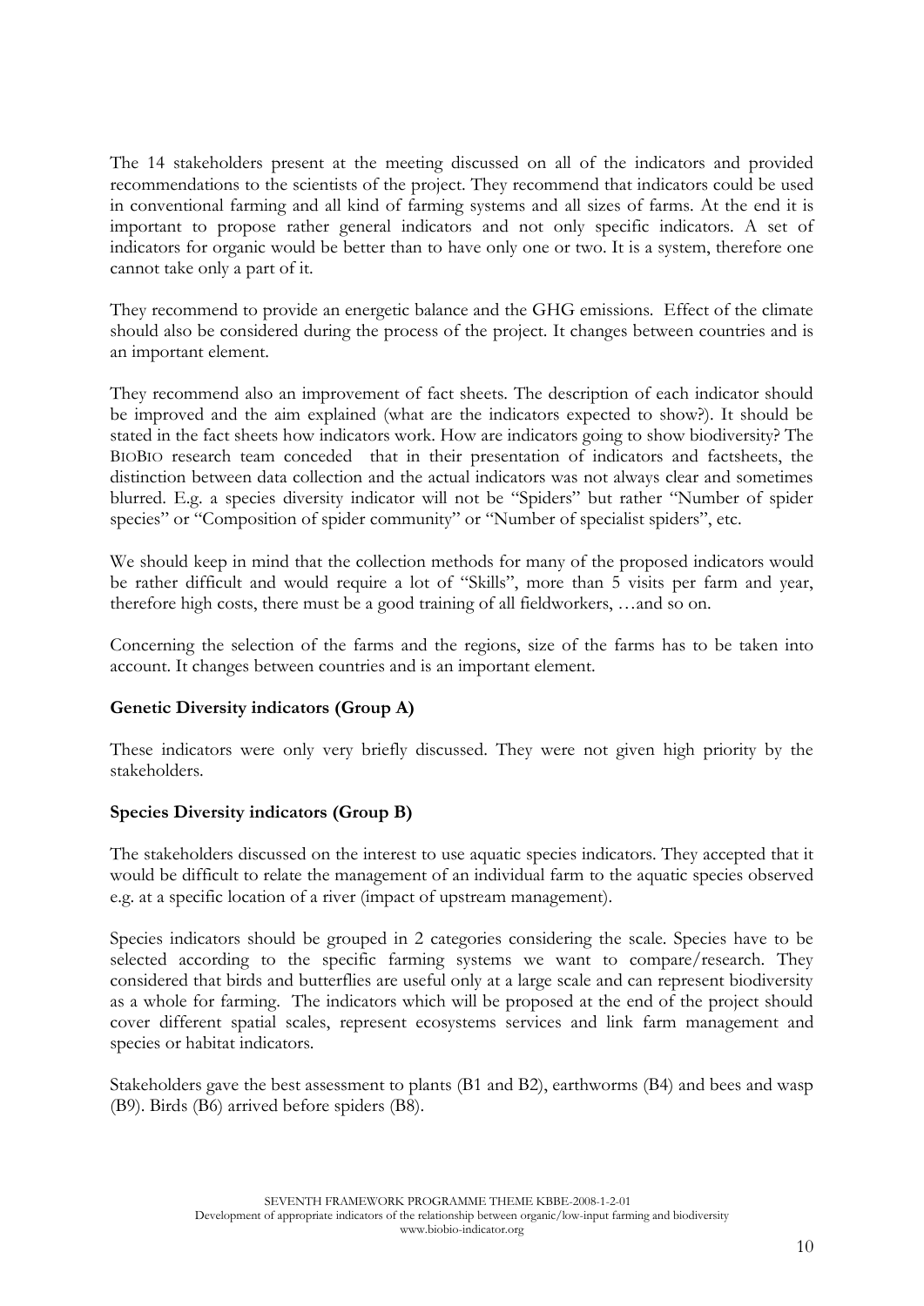The 14 stakeholders present at the meeting discussed on all of the indicators and provided recommendations to the scientists of the project. They recommend that indicators could be used in conventional farming and all kind of farming systems and all sizes of farms. At the end it is important to propose rather general indicators and not only specific indicators. A set of indicators for organic would be better than to have only one or two. It is a system, therefore one cannot take only a part of it.

They recommend to provide an energetic balance and the GHG emissions. Effect of the climate should also be considered during the process of the project. It changes between countries and is an important element.

They recommend also an improvement of fact sheets. The description of each indicator should be improved and the aim explained (what are the indicators expected to show?). It should be stated in the fact sheets how indicators work. How are indicators going to show biodiversity? The BIOBIO research team conceded that in their presentation of indicators and factsheets, the distinction between data collection and the actual indicators was not always clear and sometimes blurred. E.g. a species diversity indicator will not be "Spiders" but rather "Number of spider species" or "Composition of spider community" or "Number of specialist spiders", etc.

We should keep in mind that the collection methods for many of the proposed indicators would be rather difficult and would require a lot of "Skills", more than 5 visits per farm and year, therefore high costs, there must be a good training of all fieldworkers, …and so on.

Concerning the selection of the farms and the regions, size of the farms has to be taken into account. It changes between countries and is an important element.

**Genetic Diversity indicators (Group A)**

These indicators were only very briefly discussed. They were not given high priority by the stakeholders.

**Species Diversity indicators (Group B)**

The stakeholders discussed on the interest to use aquatic species indicators. They accepted that it would be difficult to relate the management of an individual farm to the aquatic species observed e.g. at a specific location of a river (impact of upstream management).

Species indicators should be grouped in 2 categories considering the scale. Species have to be selected according to the specific farming systems we want to compare/research. They considered that birds and butterflies are useful only at a large scale and can represent biodiversity as a whole for farming. The indicators which will be proposed at the end of the project should cover different spatial scales, represent ecosystems services and link farm management and species or habitat indicators.

Stakeholders gave the best assessment to plants (B1 and B2), earthworms (B4) and bees and wasp (B9). Birds (B6) arrived before spiders (B8).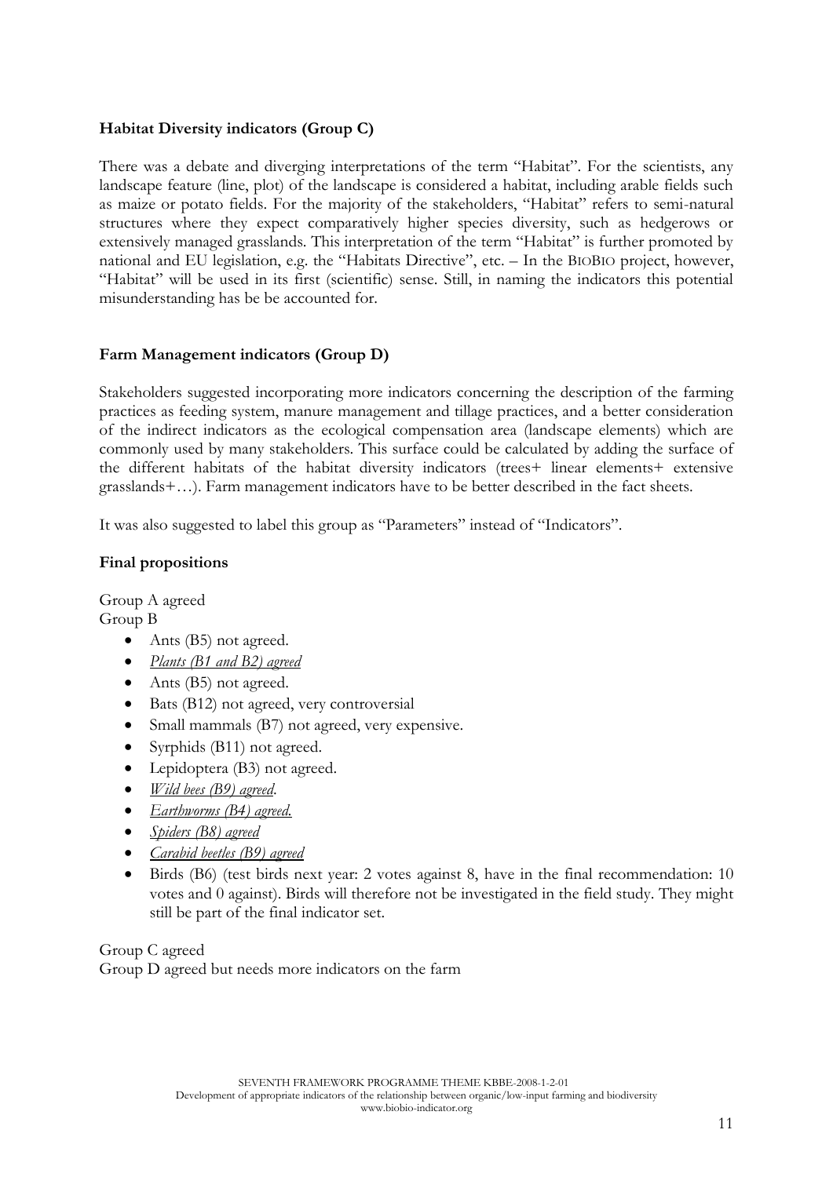**Habitat Diversity indicators (Group C)**

There was a debate and diverging interpretations of the term "Habitat". For the scientists, any landscape feature (line, plot) of the landscape is considered a habitat, including arable fields such as maize or potato fields. For the majority of the stakeholders, "Habitat" refers to semi-natural structures where they expect comparatively higher species diversity, such as hedgerows or extensively managed grasslands. This interpretation of the term "Habitat" is further promoted by national and EU legislation, e.g. the "Habitats Directive", etc. – In the BIOBIO project, however, "Habitat" will be used in its first (scientific) sense. Still, in naming the indicators this potential misunderstanding has be be accounted for.

**Farm Management indicators (Group D)**

Stakeholders suggested incorporating more indicators concerning the description of the farming practices as feeding system, manure management and tillage practices, and a better consideration of the indirect indicators as the ecological compensation area (landscape elements) which are commonly used by many stakeholders. This surface could be calculated by adding the surface of the different habitats of the habitat diversity indicators (trees+ linear elements+ extensive grasslands+…). Farm management indicators have to be better described in the fact sheets.

It was also suggested to label this group as "Parameters" instead of "Indicators".

**Final propositions**

Group A agreed
Group B

- Ants (B5) not agreed.
- *Plants (B1 and B2) agreed*
- Ants (B5) not agreed.
- Bats (B12) not agreed, very controversial
- Small mammals (B7) not agreed, very expensive.
- Syrphids (B11) not agreed.
- Lepidoptera (B3) not agreed.
- *Wild bees (B9) agreed*.
- *Earthworms (B4) agreed.*
- *Spiders (B8) agreed*
- *Carabid beetles (B9) agreed*
- Birds (B6) (test birds next year: 2 votes against 8, have in the final recommendation: 10 votes and 0 against). Birds will therefore not be investigated in the field study. They might still be part of the final indicator set.

Group C agreed
Group D agreed but needs more indicators on the farm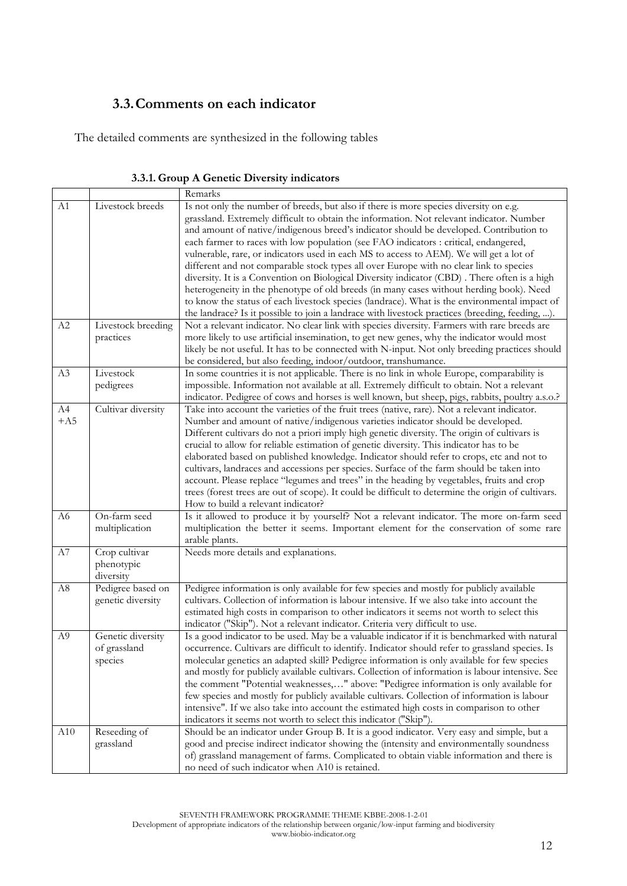## 3.3. Comments on each indicator

The detailed comments are synthesized in the following tables

### 3.3.1. Group A Genetic Diversity indicators

| | | Remarks |
|---|---|---|
| A1 | Livestock breeds | Is not only the number of breeds, but also if there is more species diversity on e.g. grassland. Extremely difficult to obtain the information. Not relevant indicator. Number and amount of native/indigenous breed's indicator should be developed. Contribution to each farmer to races with low population (see FAO indicators : critical, endangered, vulnerable, rare, or indicators used in each MS to access to AEM). We will get a lot of different and not comparable stock types all over Europe with no clear link to species diversity. It is a Convention on Biological Diversity indicator (CBD) . There often is a high heterogeneity in the phenotype of old breeds (in many cases without herding book). Need to know the status of each livestock species (landrace). What is the environmental impact of the landrace? Is it possible to join a landrace with livestock practices (breeding, feeding, ...). |
| A2 | Livestock breeding practices | Not a relevant indicator. No clear link with species diversity. Farmers with rare breeds are more likely to use artificial insemination, to get new genes, why the indicator would most likely be not useful. It has to be connected with N-input. Not only breeding practices should be considered, but also feeding, indoor/outdoor, transhumance. |
| A3 | Livestock pedigrees | In some countries it is not applicable. There is no link in whole Europe, comparability is impossible. Information not available at all. Extremely difficult to obtain. Not a relevant indicator. Pedigree of cows and horses is well known, but sheep, pigs, rabbits, poultry a.s.o.? |
| A4 +A5 | Cultivar diversity | Take into account the varieties of the fruit trees (native, rare). Not a relevant indicator. Number and amount of native/indigenous varieties indicator should be developed. Different cultivars do not a priori imply high genetic diversity. The origin of cultivars is crucial to allow for reliable estimation of genetic diversity. This indicator has to be elaborated based on published knowledge. Indicator should refer to crops, etc and not to cultivars, landraces and accessions per species. Surface of the farm should be taken into account. Please replace "legumes and trees" in the heading by vegetables, fruits and crop trees (forest trees are out of scope). It could be difficult to determine the origin of cultivars. How to build a relevant indicator? |
| A6 | On-farm seed multiplication | Is it allowed to produce it by yourself? Not a relevant indicator. The more on-farm seed multiplication the better it seems. Important element for the conservation of some rare arable plants. |
| A7 | Crop cultivar phenotypic diversity | Needs more details and explanations. |
| A8 | Pedigree based on genetic diversity | Pedigree information is only available for few species and mostly for publicly available cultivars. Collection of information is labour intensive. If we also take into account the estimated high costs in comparison to other indicators it seems not worth to select this indicator ("Skip"). Not a relevant indicator. Criteria very difficult to use. |
| A9 | Genetic diversity of grassland species | Is a good indicator to be used. May be a valuable indicator if it is benchmarked with natural occurrence. Cultivars are difficult to identify. Indicator should refer to grassland species. Is molecular genetics an adapted skill? Pedigree information is only available for few species and mostly for publicly available cultivars. Collection of information is labour intensive. See the comment "Potential weaknesses,…" above: "Pedigree information is only available for few species and mostly for publicly available cultivars. Collection of information is labour intensive". If we also take into account the estimated high costs in comparison to other indicators it seems not worth to select this indicator ("Skip"). |
| A10 | Reseeding of grassland | Should be an indicator under Group B. It is a good indicator. Very easy and simple, but a good and precise indirect indicator showing the (intensity and environmentally soundness of) grassland management of farms. Complicated to obtain viable information and there is no need of such indicator when A10 is retained. |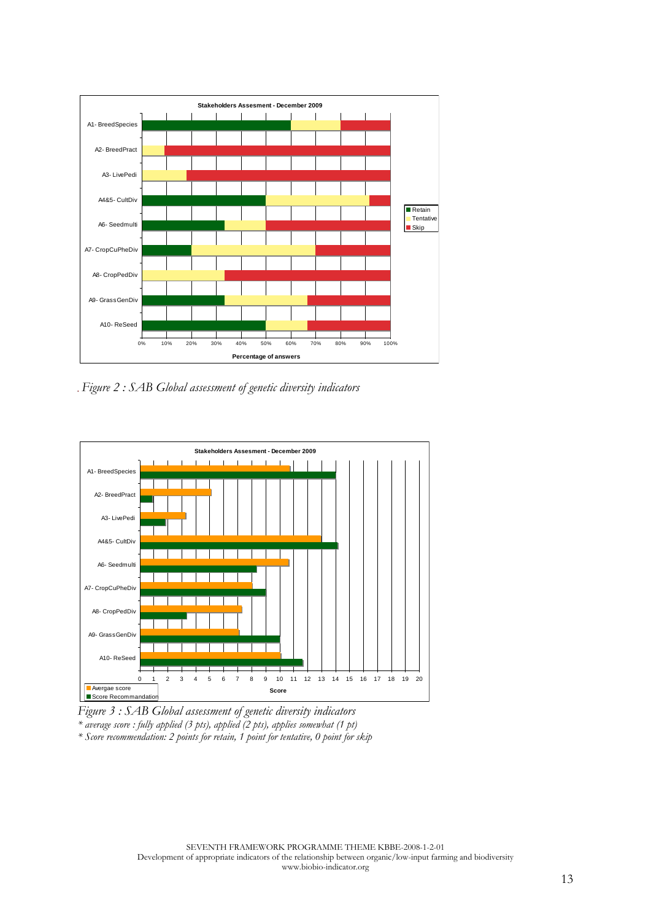Figure 2 : SAB Global assessment of genetic diversity indicators

Figure 3 : SAB Global assessment of genetic diversity indicators

* average score : fully applied (3 pts), applied (2 pts), applies somewhat (1 pt)

* Score recommendation: 2 points for retain, 1 point for tentative, 0 point for skip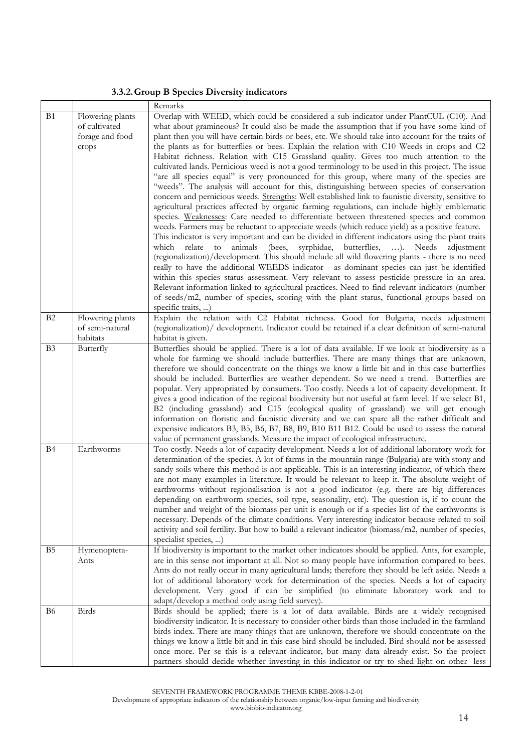### 3.3.2. Group B Species Diversity indicators

| | | Remarks |
|---|---|---|
| B1 | Flowering plants of cultivated forage and food crops | Overlap with WEED, which could be considered a sub-indicator under PlantCUL (C10). And what about gramineous? It could also be made the assumption that if you have some kind of plant then you will have certain birds or bees, etc. We should take into account for the traits of the plants as for butterflies or bees. Explain the relation with C10 Weeds in crops and C2 Habitat richness. Relation with C15 Grassland quality. Gives too much attention to the cultivated lands. Pernicious weed is not a good terminology to be used in this project. The issue "are all species equal" is very pronounced for this group, where many of the species are "weeds". The analysis will account for this, distinguishing between species of conservation concern and pernicious weeds. Strengths: Well established link to faunistic diversity, sensitive to agricultural practices affected by organic farming regulations, can include highly emblematic species. Weaknesses: Care needed to differentiate between threatened species and common weeds. Farmers may be reluctant to appreciate weeds (which reduce yield) as a positive feature. This indicator is very important and can be divided in different indicators using the plant traits which relate to animals (bees, syrphidae, butterflies, …). Needs adjustment (regionalization)/development. This should include all wild flowering plants - there is no need really to have the additional WEEDS indicator - as dominant species can just be identified within this species status assessment. Very relevant to assess pesticide pressure in an area. Relevant information linked to agricultural practices. Need to find relevant indicators (number of seeds/m2, number of species, scoring with the plant status, functional groups based on specific traits, ...) |
| B2 | Flowering plants of semi-natural habitats | Explain the relation with C2 Habitat richness. Good for Bulgaria, needs adjustment (regionalization)/ development. Indicator could be retained if a clear definition of semi-natural habitat is given. |
| B3 | Butterfly | Butterflies should be applied. There is a lot of data available. If we look at biodiversity as a whole for farming we should include butterflies. There are many things that are unknown, therefore we should concentrate on the things we know a little bit and in this case butterflies should be included. Butterflies are weather dependent. So we need a trend. Butterflies are popular. Very appropriated by consumers. Too costly. Needs a lot of capacity development. It gives a good indication of the regional biodiversity but not useful at farm level. If we select B1, B2 (including grassland) and C15 (ecological quality of grassland) we will get enough information on floristic and faunistic diversity and we can spare all the rather difficult and expensive indicators B3, B5, B6, B7, B8, B9, B10 B11 B12. Could be used to assess the natural value of permanent grasslands. Measure the impact of ecological infrastructure. |
| B4 | Earthworms | Too costly. Needs a lot of capacity development. Needs a lot of additional laboratory work for determination of the species. A lot of farms in the mountain range (Bulgaria) are with stony and sandy soils where this method is not applicable. This is an interesting indicator, of which there are not many examples in literature. It would be relevant to keep it. The absolute weight of earthworms without regionalisation is not a good indicator (e.g. there are big differences depending on earthworm species, soil type, seasonality, etc). The question is, if to count the number and weight of the biomass per unit is enough or if a species list of the earthworms is necessary. Depends of the climate conditions. Very interesting indicator because related to soil activity and soil fertility. But how to build a relevant indicator (biomass/m2, number of species, specialist species, ...) |
| B5 | Hymenoptera-Ants | If biodiversity is important to the market other indicators should be applied. Ants, for example, are in this sense not important at all. Not so many people have information compared to bees. Ants do not really occur in many agricultural lands; therefore they should be left aside. Needs a lot of additional laboratory work for determination of the species. Needs a lot of capacity development. Very good if can be simplified (to eliminate laboratory work and to adapt/develop a method only using field survey). |
| B6 | Birds | Birds should be applied; there is a lot of data available. Birds are a widely recognised biodiversity indicator. It is necessary to consider other birds than those included in the farmland birds index. There are many things that are unknown, therefore we should concentrate on the things we know a little bit and in this case bird should be included. Bird should not be assessed once more. Per se this is a relevant indicator, but many data already exist. So the project partners should decide whether investing in this indicator or try to shed light on other -less |

SEVENTH FRAMEWORK PROGRAMME THEME KBBE-2008-1-2-01
Development of appropriate indicators of the relationship between organic/low-input farming and biodiversity
www.biobio-indicator.org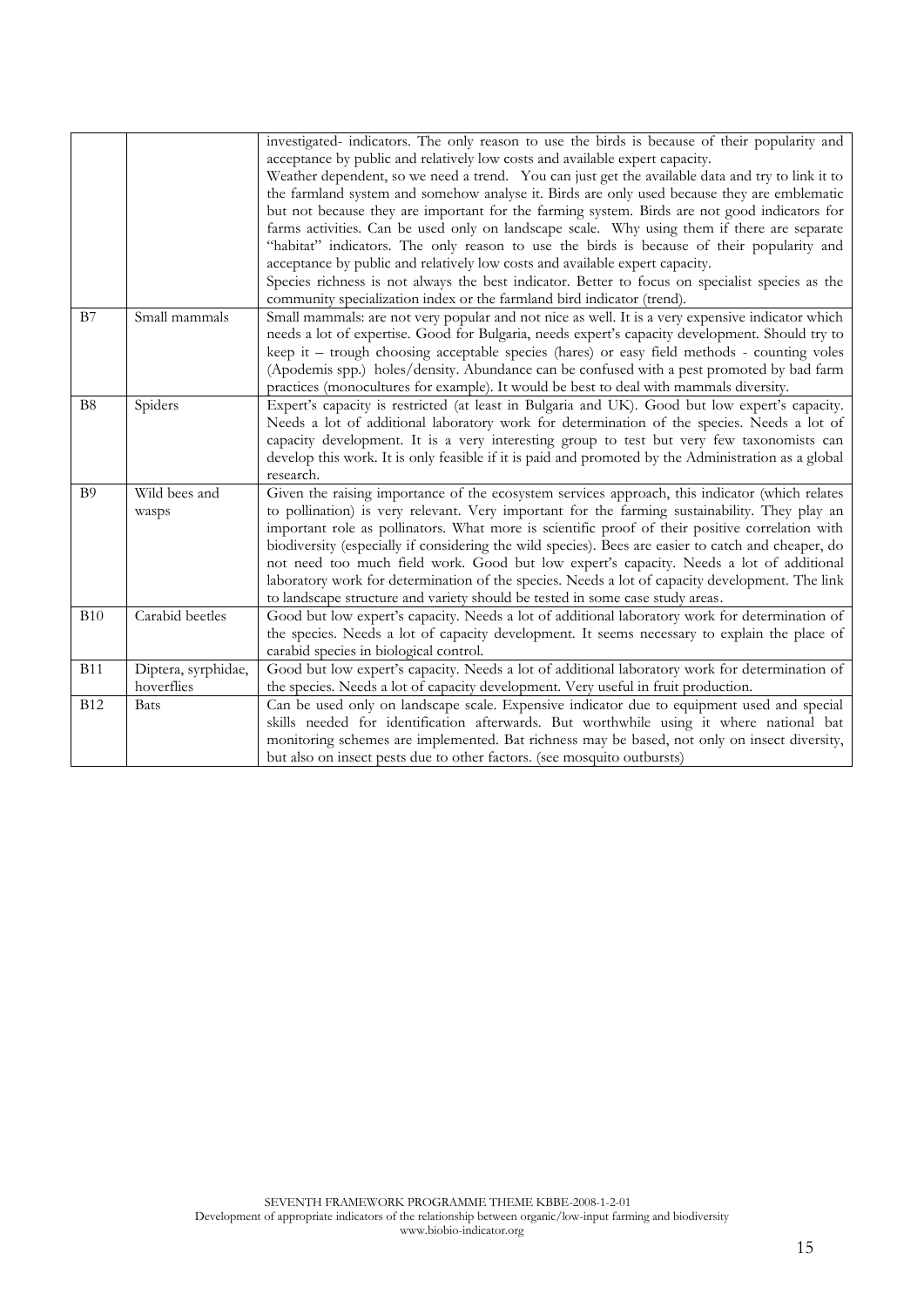| | | |
|---|---|---|
| | | investigated- indicators. The only reason to use the birds is because of their popularity and acceptance by public and relatively low costs and available expert capacity. Weather dependent, so we need a trend. You can just get the available data and try to link it to the farmland system and somehow analyse it. Birds are only used because they are emblematic but not because they are important for the farming system. Birds are not good indicators for farms activities. Can be used only on landscape scale. Why using them if there are separate "habitat" indicators. The only reason to use the birds is because of their popularity and acceptance by public and relatively low costs and available expert capacity. Species richness is not always the best indicator. Better to focus on specialist species as the community specialization index or the farmland bird indicator (trend). |
| B7 | Small mammals | Small mammals: are not very popular and not nice as well. It is a very expensive indicator which needs a lot of expertise. Good for Bulgaria, needs expert's capacity development. Should try to keep it – trough choosing acceptable species (hares) or easy field methods - counting voles (Apodemis spp.) holes/density. Abundance can be confused with a pest promoted by bad farm practices (monocultures for example). It would be best to deal with mammals diversity. |
| B8 | Spiders | Expert's capacity is restricted (at least in Bulgaria and UK). Good but low expert's capacity. Needs a lot of additional laboratory work for determination of the species. Needs a lot of capacity development. It is a very interesting group to test but very few taxonomists can develop this work. It is only feasible if it is paid and promoted by the Administration as a global research. |
| B9 | Wild bees and wasps | Given the raising importance of the ecosystem services approach, this indicator (which relates to pollination) is very relevant. Very important for the farming sustainability. They play an important role as pollinators. What more is scientific proof of their positive correlation with biodiversity (especially if considering the wild species). Bees are easier to catch and cheaper, do not need too much field work. Good but low expert's capacity. Needs a lot of additional laboratory work for determination of the species. Needs a lot of capacity development. The link to landscape structure and variety should be tested in some case study areas. |
| B10 | Carabid beetles | Good but low expert's capacity. Needs a lot of additional laboratory work for determination of the species. Needs a lot of capacity development. It seems necessary to explain the place of carabid species in biological control. |
| B11 | Diptera, syrphidae, hoverflies | Good but low expert's capacity. Needs a lot of additional laboratory work for determination of the species. Needs a lot of capacity development. Very useful in fruit production. |
| B12 | Bats | Can be used only on landscape scale. Expensive indicator due to equipment used and special skills needed for identification afterwards. But worthwhile using it where national bat monitoring schemes are implemented. Bat richness may be based, not only on insect diversity, but also on insect pests due to other factors. (see mosquito outbursts) |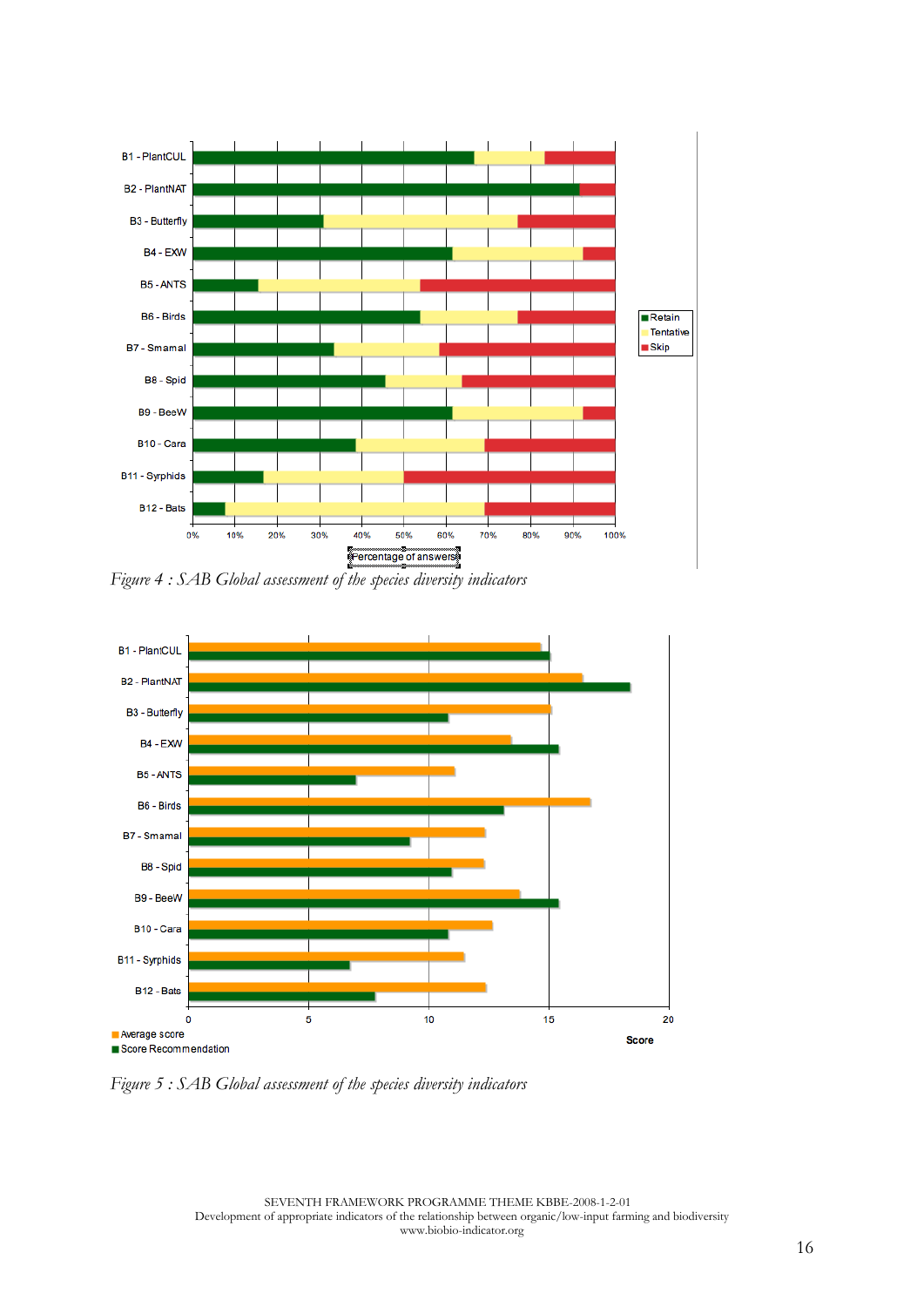Figure 4 : SAB Global assessment of the species diversity indicators

Figure 5 : SAB Global assessment of the species diversity indicators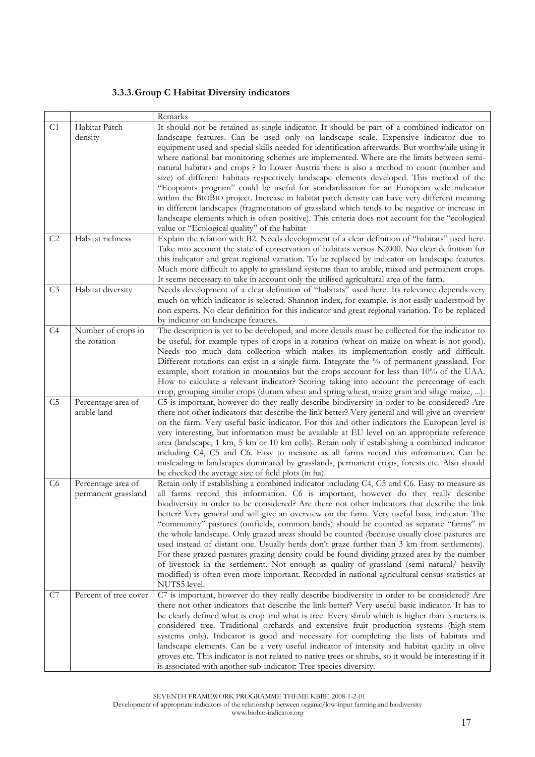### 3.3.3. Group C Habitat Diversity indicators

| | | Remarks |
|---|---|---|
| C1 | Habitat Patch density | It should not be retained as single indicator. It should be part of a combined indicator on landscape features. Can be used only on landscape scale. Expensive indicator due to equipment used and special skills needed for identification afterwards. But worthwhile using it where national bat monitoring schemes are implemented. Where are the limits between semi-natural habitats and crops ? In Lower Austria there is also a method to count (number and size) of different habitats respectively landscape elements developed. This method of the "Ecopoints program" could be useful for standardisation for an European wide indicator within the BIOBIO project. Increase in habitat patch density can have very different meaning in different landscapes (fragmentation of grassland which tends to be negative or increase in landscape elements which is often positive). This criteria does not account for the "ecological value or "Ecological quality" of the habitat |
| C2 | Habitat richness | Explain the relation with B2. Needs development of a clear definition of "habitats" used here. Take into account the state of conservation of habitats versus N2000. No clear definition for this indicator and great regional variation. To be replaced by indicator on landscape features. Much more difficult to apply to grassland systems than to arable, mixed and permanent crops. It seems necessary to take in account only the utilised agricultural area of the farm. |
| C3 | Habitat diversity | Needs development of a clear definition of "habitats" used here. Its relevance depends very much on which indicator is selected. Shannon index, for example, is not easily understood by non experts. No clear definition for this indicator and great regional variation. To be replaced by indicator on landscape features. |
| C4 | Number of crops in the rotation | The description is yet to be developed, and more details must be collected for the indicator to be useful, for example types of crops in a rotation (wheat on maize on wheat is not good). Needs too much data collection which makes its implementation costly and difficult. Different rotations can exist in a single farm. Integrate the % of permanent grassland. For example, short rotation in mountains but the crops account for less than 10% of the UAA. How to calculate a relevant indicator? Scoring taking into account the percentage of each crop, grouping similar crops (durum wheat and spring wheat, maize grain and silage maize, ...). |
| C5 | Percentage area of arable land | C5 is important, however do they really describe biodiversity in order to be considered? Are there not other indicators that describe the link better? Very general and will give an overview on the farm. Very useful basic indicator. For this and other indicators the European level is very interesting, but information must be available at EU level on an appropriate reference area (landscape, 1 km, 5 km or 10 km cells). Retain only if establishing a combined indicator including C4, C5 and C6. Easy to measure as all farms record this information. Can be misleading in landscapes dominated by grasslands, permanent crops, forests etc. Also should be checked the average size of field plots (in ha). |
| C6 | Percentage area of permanent grassland | Retain only if establishing a combined indicator including C4, C5 and C6. Easy to measure as all farms record this information. C6 is important, however do they really describe biodiversity in order to be considered? Are there not other indicators that describe the link better? Very general and will give an overview on the farm. Very useful basic indicator. The "community" pastures (outfields, common lands) should be counted as separate "farms" in the whole landscape. Only grazed areas should be counted (because usually close pastures are used instead of distant one. Usually herds don't graze further than 3 km from settlements). For these grazed pastures grazing density could be found dividing grazed area by the number of livestock in the settlement. Not enough as quality of grassland (semi natural/ heavily modified) is often even more important. Recorded in national agricultural census statistics at NUTS5 level. |
| C7 | Percent of tree cover | C7 is important, however do they really describe biodiversity in order to be considered? Are there not other indicators that describe the link better? Very useful basic indicator. It has to be clearly defined what is crop and what is tree. Every shrub which is higher than 5 meters is considered tree. Traditional orchards and extensive fruit production systems (high-stem systems only). Indicator is good and necessary for completing the lists of habitats and landscape elements. Can be a very useful indicator of intensity and habitat quality in olive groves etc. This indicator is not related to native trees or shrubs, so it would be interesting if it is associated with another sub-indicator: Tree species diversity. |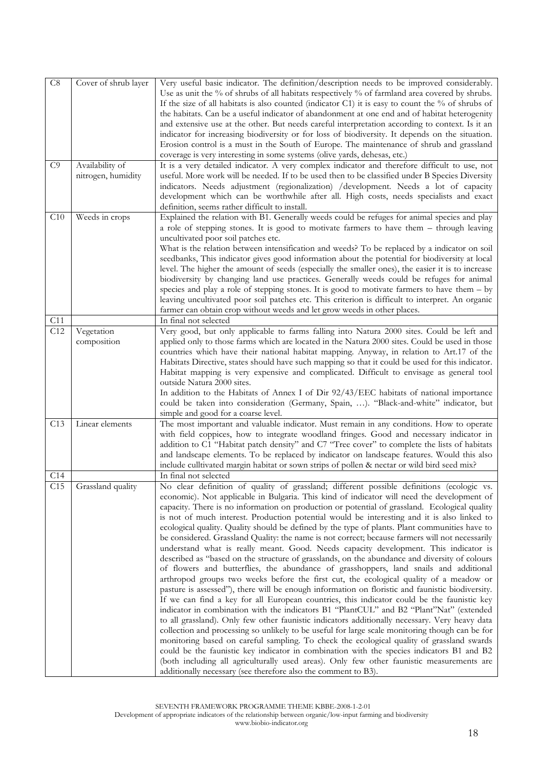| | | |
|---|---|---|
| C8 | Cover of shrub layer | Very useful basic indicator. The definition/description needs to be improved considerably. Use as unit the % of shrubs of all habitats respectively % of farmland area covered by shrubs. If the size of all habitats is also counted (indicator C1) it is easy to count the % of shrubs of the habitats. Can be a useful indicator of abandonment at one end and of habitat heterogenity and extensive use at the other. But needs careful interpretation according to context. Is it an indicator for increasing biodiversity or for loss of biodiversity. It depends on the situation. Erosion control is a must in the South of Europe. The maintenance of shrub and grassland coverage is very interesting in some systems (olive yards, dehesas, etc.) |
| C9 | Availability of nitrogen, humidity | It is a very detailed indicator. A very complex indicator and therefore difficult to use, not useful. More work will be needed. If to be used then to be classified under B Species Diversity indicators. Needs adjustment (regionalization) /development. Needs a lot of capacity development which can be worthwhile after all. High costs, needs specialists and exact definition, seems rather difficult to install. |
| C10 | Weeds in crops | Explained the relation with B1. Generally weeds could be refuges for animal species and play a role of stepping stones. It is good to motivate farmers to have them – through leaving uncultivated poor soil patches etc.<br>What is the relation between intensification and weeds? To be replaced by a indicator on soil seedbanks, This indicator gives good information about the potential for biodiversity at local level. The higher the amount of seeds (especially the smaller ones), the easier it is to increase biodiversity by changing land use practices. Generally weeds could be refuges for animal species and play a role of stepping stones. It is good to motivate farmers to have them – by leaving uncultivated poor soil patches etc. This criterion is difficult to interpret. An organic farmer can obtain crop without weeds and let grow weeds in other places. |
| C11 | | In final not selected |
| C12 | Vegetation composition | Very good, but only applicable to farms falling into Natura 2000 sites. Could be left and applied only to those farms which are located in the Natura 2000 sites. Could be used in those countries which have their national habitat mapping. Anyway, in relation to Art.17 of the Habitats Directive, states should have such mapping so that it could be used for this indicator. Habitat mapping is very expensive and complicated. Difficult to envisage as general tool outside Natura 2000 sites.<br>In addition to the Habitats of Annex I of Dir 92/43/EEC habitats of national importance could be taken into consideration (Germany, Spain, …). "Black-and-white" indicator, but simple and good for a coarse level. |
| C13 | Linear elements | The most important and valuable indicator. Must remain in any conditions. How to operate with field coppices, how to integrate woodland fringes. Good and necessary indicator in addition to C1 "Habitat patch density" and C7 "Tree cover" to complete the lists of habitats and landscape elements. To be replaced by indicator on landscape features. Would this also include culltivated margin habitat or sown strips of pollen & nectar or wild bird seed mix? |
| C14 | | In final not selected |
| C15 | Grassland quality | No clear definition of quality of grassland; different possible definitions (ecologic vs. economic). Not applicable in Bulgaria. This kind of indicator will need the development of capacity. There is no information on production or potential of grassland. Ecological quality is not of much interest. Production potential would be interesting and it is also linked to ecological quality. Quality should be defined by the type of plants. Plant communities have to be considered. Grassland Quality: the name is not correct; because farmers will not necessarily understand what is really meant. Good. Needs capacity development. This indicator is described as "based on the structure of grasslands, on the abundance and diversity of colours of flowers and butterflies, the abundance of grasshoppers, land snails and additional arthropod groups two weeks before the first cut, the ecological quality of a meadow or pasture is assessed"), there will be enough information on floristic and faunistic biodiversity. If we can find a key for all European countries, this indicator could be the faunistic key indicator in combination with the indicators B1 "PlantCUL" and B2 "Plant"Nat" (extended to all grassland). Only few other faunistic indicators additionally necessary. Very heavy data collection and processing so unlikely to be useful for large scale monitoring though can be for monitoring based on careful sampling. To check the ecological quality of grassland swards could be the faunistic key indicator in combination with the species indicators B1 and B2 (both including all agriculturally used areas). Only few other faunistic measurements are additionally necessary (see therefore also the comment to B3). |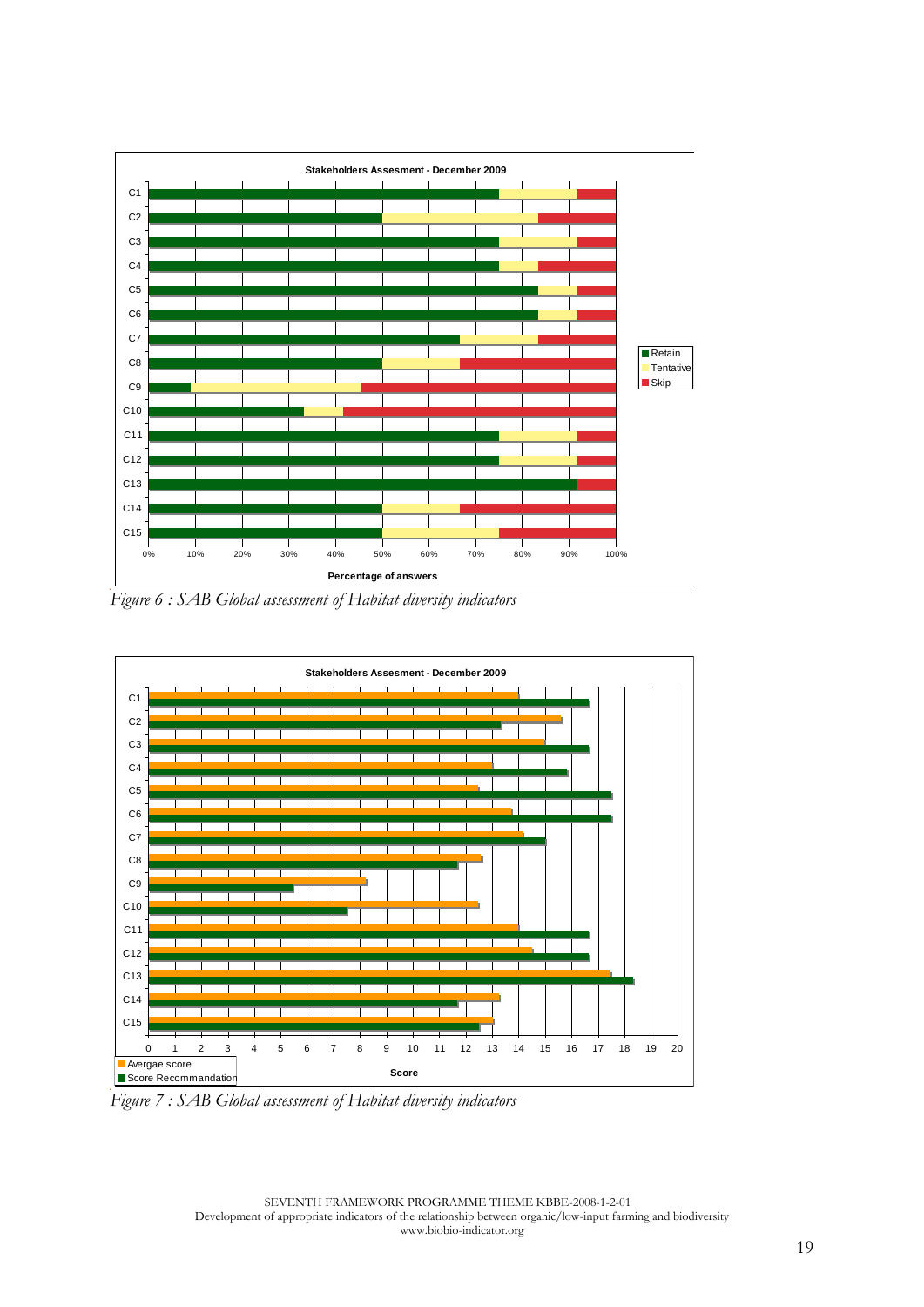*Figure 6 : SAB Global assessment of Habitat diversity indicators*

*Figure 7 : SAB Global assessment of Habitat diversity indicators*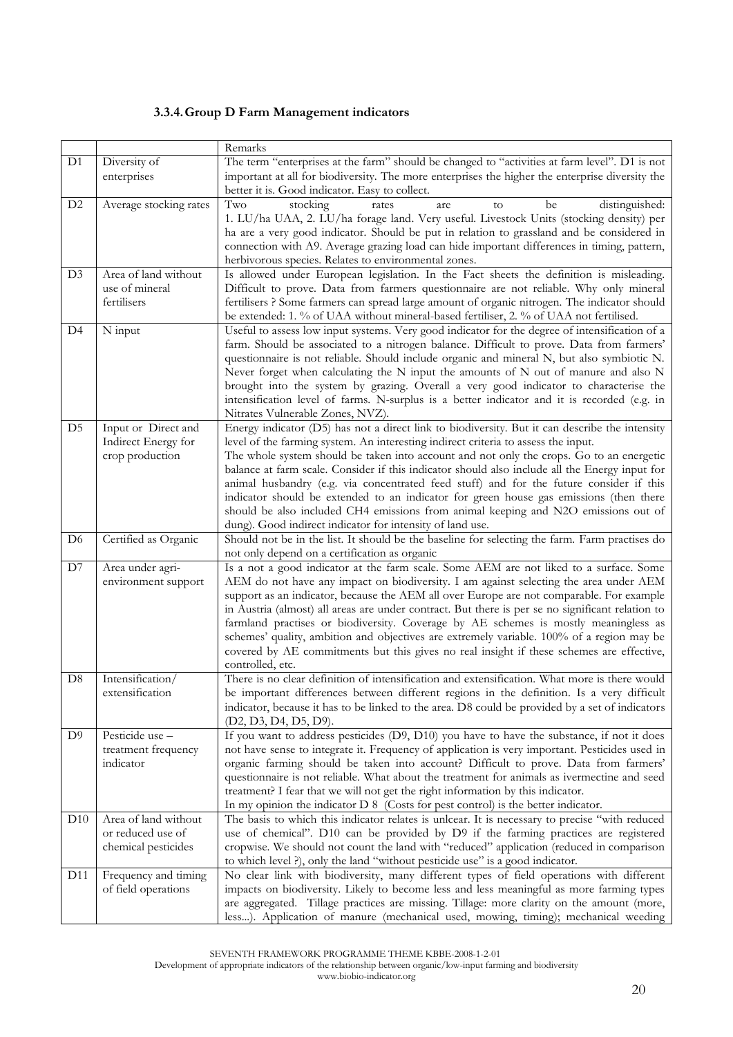### 3.3.4. Group D Farm Management indicators

| | | Remarks |
|---|---|---|
| D1 | Diversity of enterprises | The term "enterprises at the farm" should be changed to "activities at farm level". D1 is not important at all for biodiversity. The more enterprises the higher the enterprise diversity the better it is. Good indicator. Easy to collect. |
| D2 | Average stocking rates | Two stocking rates are to be distinguished: 1. LU/ha UAA, 2. LU/ha forage land. Very useful. Livestock Units (stocking density) per ha are a very good indicator. Should be put in relation to grassland and be considered in connection with A9. Average grazing load can hide important differences in timing, pattern, herbivorous species. Relates to environmental zones. |
| D3 | Area of land without use of mineral fertilisers | Is allowed under European legislation. In the Fact sheets the definition is misleading. Difficult to prove. Data from farmers questionnaire are not reliable. Why only mineral fertilisers ? Some farmers can spread large amount of organic nitrogen. The indicator should be extended: 1. % of UAA without mineral-based fertiliser, 2. % of UAA not fertilised. |
| D4 | N input | Useful to assess low input systems. Very good indicator for the degree of intensification of a farm. Should be associated to a nitrogen balance. Difficult to prove. Data from farmers' questionnaire is not reliable. Should include organic and mineral N, but also symbiotic N. Never forget when calculating the N input the amounts of N out of manure and also N brought into the system by grazing. Overall a very good indicator to characterise the intensification level of farms. N-surplus is a better indicator and it is recorded (e.g. in Nitrates Vulnerable Zones, NVZ). |
| D5 | Input or Direct and Indirect Energy for crop production | Energy indicator (D5) has not a direct link to biodiversity. But it can describe the intensity level of the farming system. An interesting indirect criteria to assess the input.<br>The whole system should be taken into account and not only the crops. Go to an energetic balance at farm scale. Consider if this indicator should also include all the Energy input for animal husbandry (e.g. via concentrated feed stuff) and for the future consider if this indicator should be extended to an indicator for green house gas emissions (then there should be also included $CH_4$ emissions from animal keeping and $N_2O$ emissions out of dung). Good indirect indicator for intensity of land use. |
| D6 | Certified as Organic | Should not be in the list. It should be the baseline for selecting the farm. Farm practises do not only depend on a certification as organic |
| D7 | Area under agri-environment support | Is a not a good indicator at the farm scale. Some AEM are not liked to a surface. Some AEM do not have any impact on biodiversity. I am against selecting the area under AEM support as an indicator, because the AEM all over Europe are not comparable. For example in Austria (almost) all areas are under contract. But there is per se no significant relation to farmland practises or biodiversity. Coverage by AE schemes is mostly meaningless as schemes' quality, ambition and objectives are extremely variable. 100% of a region may be covered by AE commitments but this gives no real insight if these schemes are effective, controlled, etc. |
| D8 | Intensification/ extensification | There is no clear definition of intensification and extensification. What more is there would be important differences between different regions in the definition. Is a very difficult indicator, because it has to be linked to the area. D8 could be provided by a set of indicators (D2, D3, D4, D5, D9). |
| D9 | Pesticide use – treatment frequency indicator | If you want to address pesticides (D9, D10) you have to have the substance, if not it does not have sense to integrate it. Frequency of application is very important. Pesticides used in organic farming should be taken into account? Difficult to prove. Data from farmers' questionnaire is not reliable. What about the treatment for animals as ivermectine and seed treatment? I fear that we will not get the right information by this indicator.<br>In my opinion the indicator D 8 (Costs for pest control) is the better indicator. |
| D10 | Area of land without or reduced use of chemical pesticides | The basis to which this indicator relates is unlcear. It is necessary to precise "with reduced use of chemical". D10 can be provided by D9 if the farming practices are registered cropwise. We should not count the land with "reduced" application (reduced in comparison to which level ?), only the land "without pesticide use" is a good indicator. |
| D11 | Frequency and timing of field operations | No clear link with biodiversity, many different types of field operations with different impacts on biodiversity. Likely to become less and less meaningful as more farming types are aggregated. Tillage practices are missing. Tillage: more clarity on the amount (more, less...). Application of manure (mechanical used, mowing, timing); mechanical weeding |

SEVENTH FRAMEWORK PROGRAMME THEME KBBE-2008-1-2-01
Development of appropriate indicators of the relationship between organic/low-input farming and biodiversity
www.biobio-indicator.org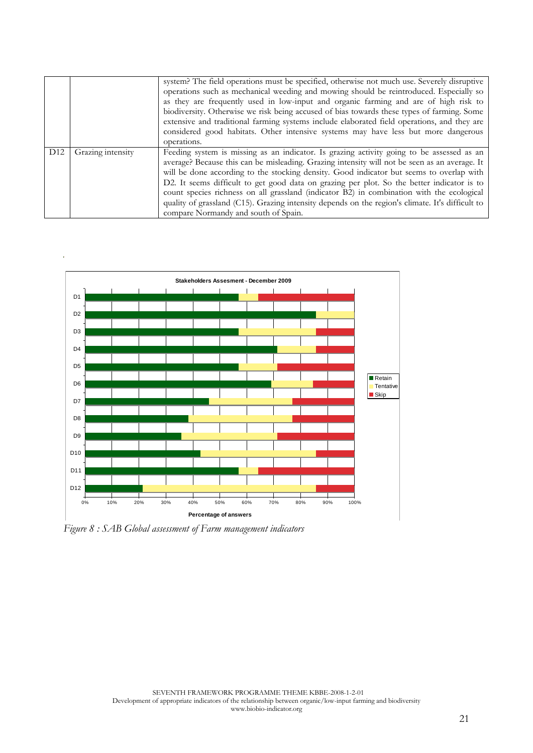| | | |
|---|---|---|
| | | system? The field operations must be specified, otherwise not much use. Severely disruptive operations such as mechanical weeding and mowing should be reintroduced. Especially so as they are frequently used in low-input and organic farming and are of high risk to biodiversity. Otherwise we risk being accused of bias towards these types of farming. Some extensive and traditional farming systems include elaborated field operations, and they are considered good habitats. Other intensive systems may have less but more dangerous operations. |
| D12 | Grazing intensity | Feeding system is missing as an indicator. Is grazing activity going to be assessed as an average? Because this can be misleading. Grazing intensity will not be seen as an average. It will be done according to the stocking density. Good indicator but seems to overlap with D2. It seems difficult to get good data on grazing per plot. So the better indicator is to count species richness on all grassland (indicator B2) in combination with the ecological quality of grassland (C15). Grazing intensity depends on the region's climate. It's difficult to compare Normandy and south of Spain. |

Stakeholders Assesment - December 2009

| Indicator | Retain | Tentative | Skip |
|---|---|---|---|
| D1 | ~57% | ~7% | ~36% |
| D2 | ~86% | ~14% | 0% |
| D3 | ~57% | ~29% | ~14% |
| D4 | ~71% | ~14% | ~14% |
| D5 | ~57% | ~14% | ~29% |
| D6 | ~69% | ~15% | ~15% |
| D7 | ~46% | ~31% | ~23% |
| D8 | ~38% | ~38% | ~23% |
| D9 | ~36% | ~36% | ~29% |
| D10 | ~43% | ~43% | ~14% |
| D11 | ~57% | ~7% | ~36% |
| D12 | ~21% | ~64% | ~14% |

Percentage of answers

*Figure 8 : SAB Global assessment of Farm management indicators*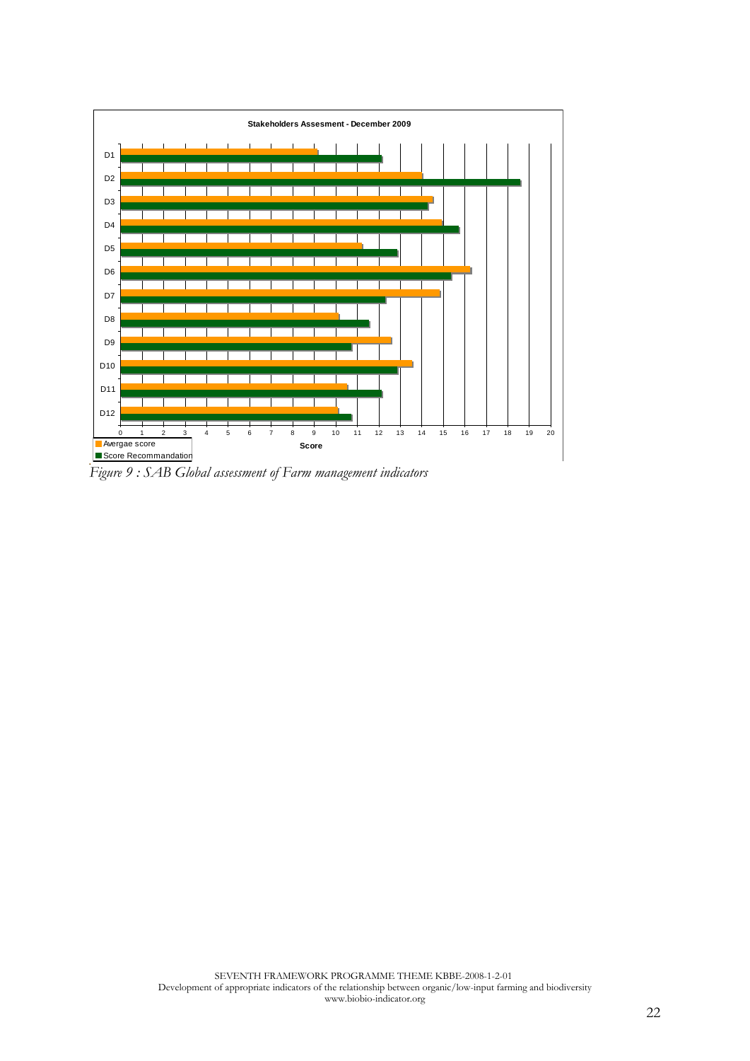Stakeholders Assesment - December 2009

| | Avergae score | Score Recommandation |
|---|---|---|
| D1 | 9.1 | 12.1 |
| D2 | 14 | 18.6 |
| D3 | 14.5 | 14.3 |
| D4 | 15 | 15.7 |
| D5 | 11.2 | 12.8 |
| D6 | 16.3 | 15.4 |
| D7 | 14.9 | 12.3 |
| D8 | 10.1 | 11.5 |
| D9 | 12.6 | 10.7 |
| D10 | 13.6 | 12.9 |
| D11 | 10.5 | 12.1 |
| D12 | 10.1 | 10.7 |

*Figure 9 : SAB Global assessment of Farm management indicators*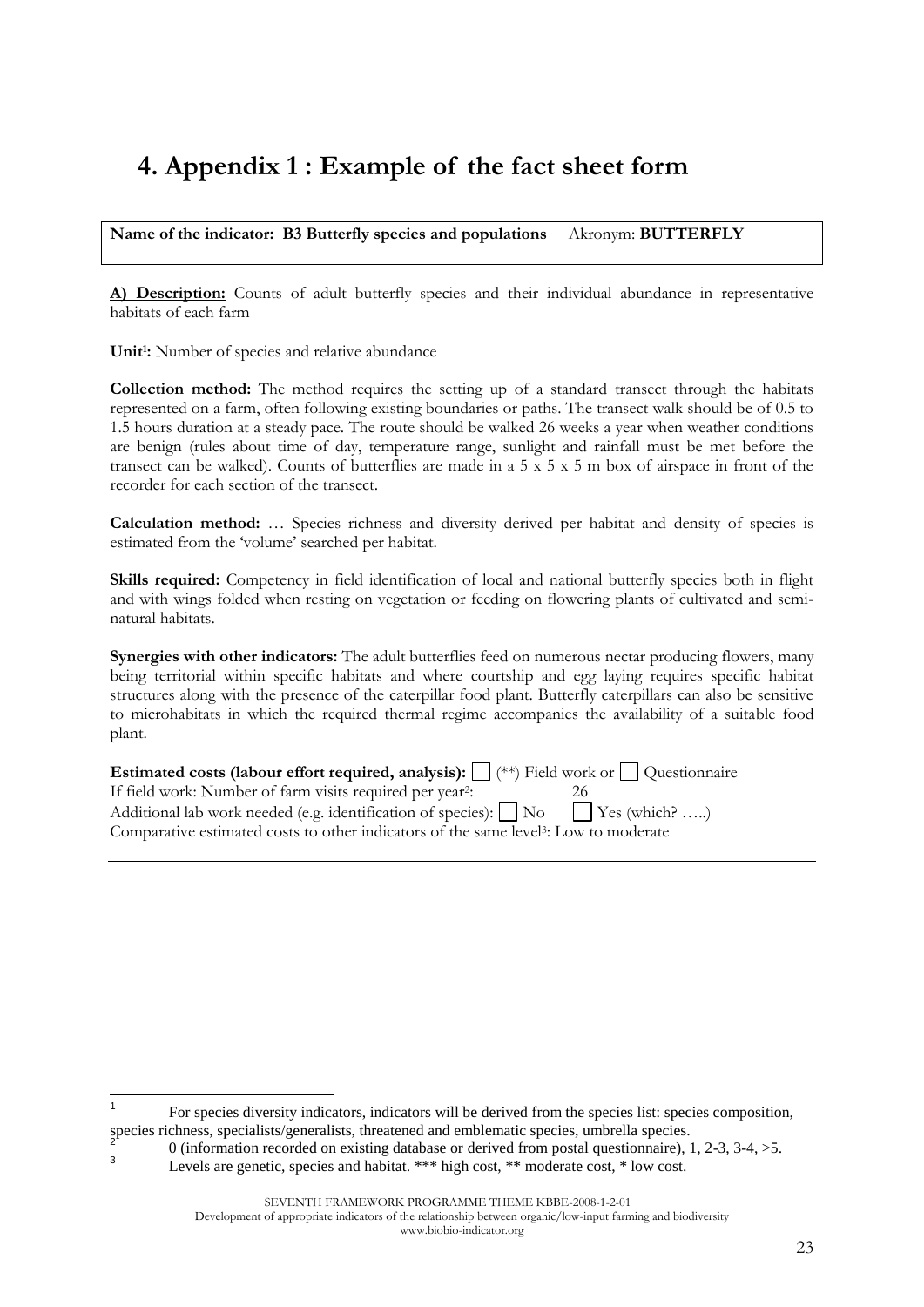# 4. Appendix 1 : Example of the fact sheet form

**Name of the indicator: B3 Butterfly species and populations** Akronym: **BUTTERFLY**

**A) Description:** Counts of adult butterfly species and their individual abundance in representative habitats of each farm

**Unit[1]:** Number of species and relative abundance

**Collection method:** The method requires the setting up of a standard transect through the habitats represented on a farm, often following existing boundaries or paths. The transect walk should be of 0.5 to 1.5 hours duration at a steady pace. The route should be walked 26 weeks a year when weather conditions are benign (rules about time of day, temperature range, sunlight and rainfall must be met before the transect can be walked). Counts of butterflies are made in a 5 x 5 x 5 m box of airspace in front of the recorder for each section of the transect.

**Calculation method:** … Species richness and diversity derived per habitat and density of species is estimated from the 'volume' searched per habitat.

**Skills required:** Competency in field identification of local and national butterfly species both in flight and with wings folded when resting on vegetation or feeding on flowering plants of cultivated and semi-natural habitats.

**Synergies with other indicators:** The adult butterflies feed on numerous nectar producing flowers, many being territorial within specific habitats and where courtship and egg laying requires specific habitat structures along with the presence of the caterpillar food plant. Butterfly caterpillars can also be sensitive to microhabitats in which the required thermal regime accompanies the availability of a suitable food plant.

**Estimated costs (labour effort required, analysis):** ☐ (**) Field work or ☐ Questionnaire
If field work: Number of farm visits required per year[2]: 26
Additional lab work needed (e.g. identification of species): ☐ No ☐ Yes (which? …..)
Comparative estimated costs to other indicators of the same level[3]: Low to moderate

---

[1] For species diversity indicators, indicators will be derived from the species list: species composition, species richness, specialists/generalists, threatened and emblematic species, umbrella species.

[2] 0 (information recorded on existing database or derived from postal questionnaire), 1, 2-3, 3-4, >5.

[3] Levels are genetic, species and habitat. *** high cost, ** moderate cost, * low cost.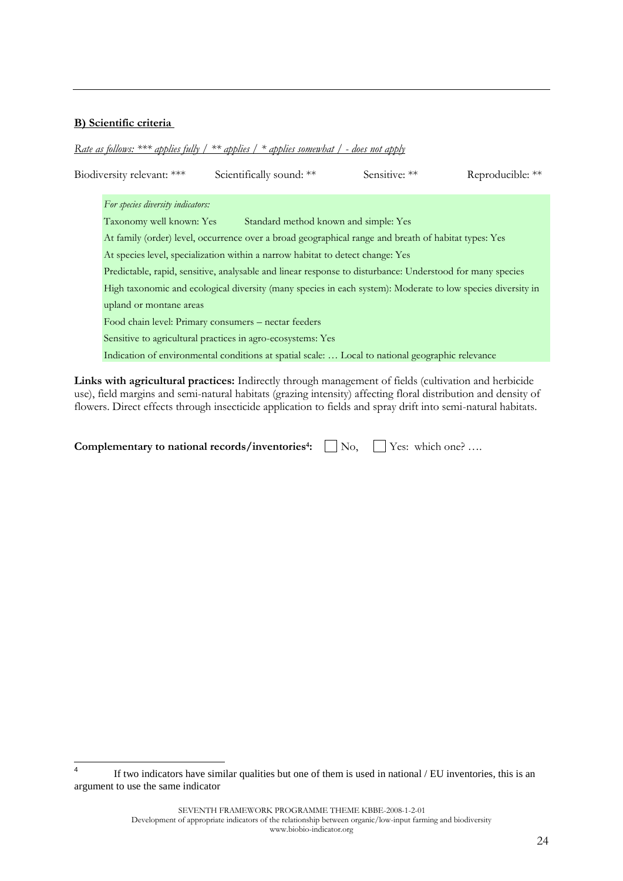---

**B) Scientific criteria**

*Rate as follows: *** applies fully / ** applies / * applies somewhat / - does not apply*

Biodiversity relevant: *** Scientifically sound: ** Sensitive: ** Reproducible: **

*For species diversity indicators:*

Taxonomy well known: Yes Standard method known and simple: Yes

At family (order) level, occurrence over a broad geographical range and breath of habitat types: Yes

At species level, specialization within a narrow habitat to detect change: Yes

Predictable, rapid, sensitive, analysable and linear response to disturbance: Understood for many species

High taxonomic and ecological diversity (many species in each system): Moderate to low species diversity in upland or montane areas

Food chain level: Primary consumers – nectar feeders

Sensitive to agricultural practices in agro-ecosystems: Yes

Indication of environmental conditions at spatial scale: … Local to national geographic relevance

**Links with agricultural practices:** Indirectly through management of fields (cultivation and herbicide use), field margins and semi-natural habitats (grazing intensity) affecting floral distribution and density of flowers. Direct effects through insecticide application to fields and spray drift into semi-natural habitats.

**Complementary to national records/inventories[4]:** ☐ No, ☐ Yes: which one? ….

---

[4] If two indicators have similar qualities but one of them is used in national / EU inventories, this is an argument to use the same indicator

SEVENTH FRAMEWORK PROGRAMME THEME KBBE-2008-1-2-01
Development of appropriate indicators of the relationship between organic/low-input farming and biodiversity
www.biobio-indicator.org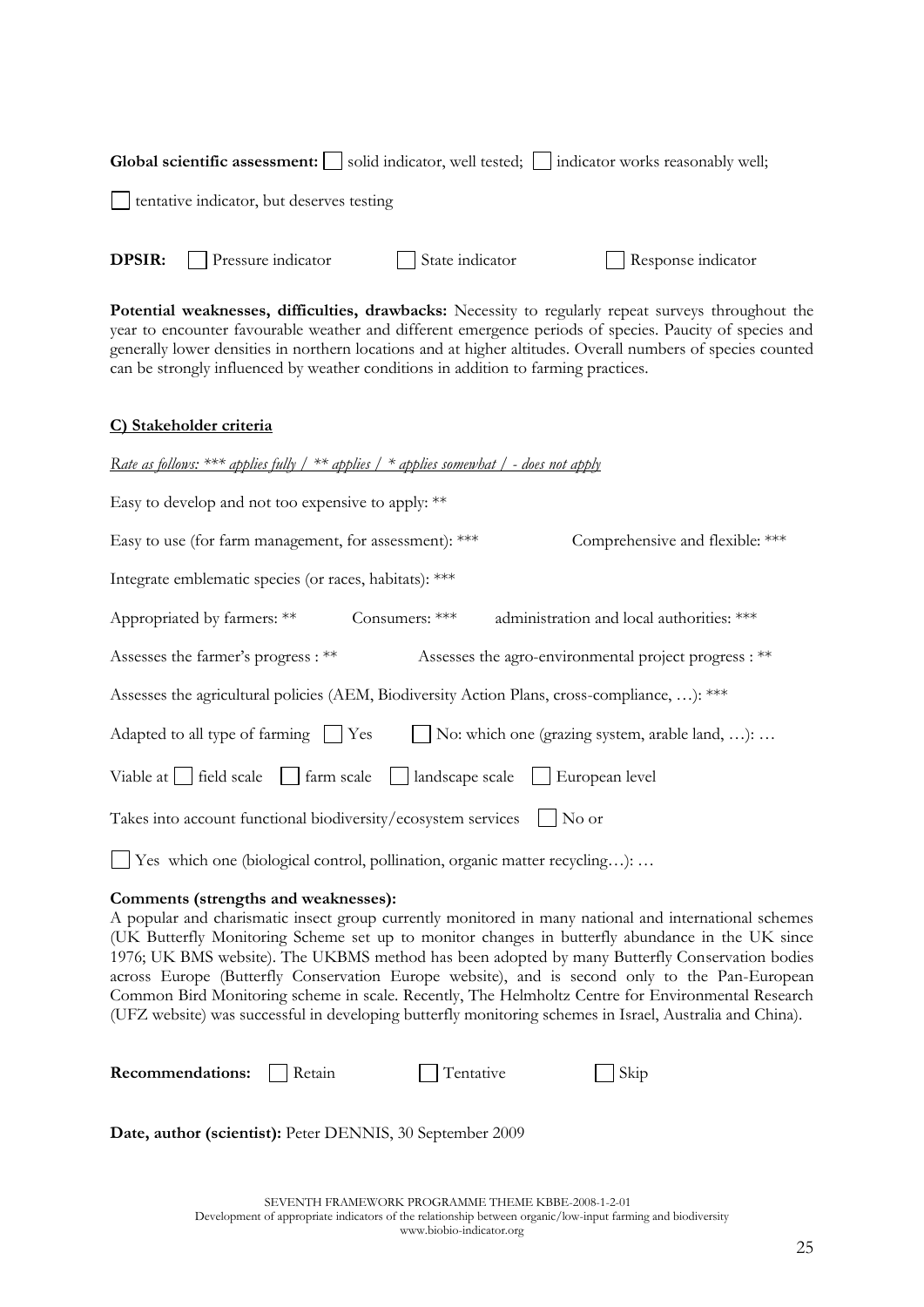**Global scientific assessment:** ☐ solid indicator, well tested; ☐ indicator works reasonably well;

☐ tentative indicator, but deserves testing

**DPSIR:** ☐ Pressure indicator ☐ State indicator ☐ Response indicator

**Potential weaknesses, difficulties, drawbacks:** Necessity to regularly repeat surveys throughout the year to encounter favourable weather and different emergence periods of species. Paucity of species and generally lower densities in northern locations and at higher altitudes. Overall numbers of species counted can be strongly influenced by weather conditions in addition to farming practices.

### C) Stakeholder criteria

*Rate as follows: *** applies fully / ** applies / * applies somewhat / - does not apply*

Easy to develop and not too expensive to apply: **

Easy to use (for farm management, for assessment): *** Comprehensive and flexible: ***

Integrate emblematic species (or races, habitats): ***

Appropriated by farmers: ** Consumers: *** administration and local authorities: ***

Assesses the farmer's progress : ** Assesses the agro-environmental project progress : **

Assesses the agricultural policies (AEM, Biodiversity Action Plans, cross-compliance, …): ***

Adapted to all type of farming ☐ Yes ☐ No: which one (grazing system, arable land, …): …

Viable at ☐ field scale ☐ farm scale ☐ landscape scale ☐ European level

Takes into account functional biodiversity/ecosystem services ☐ No or

☐ Yes which one (biological control, pollination, organic matter recycling…): …

**Comments (strengths and weaknesses):**
A popular and charismatic insect group currently monitored in many national and international schemes (UK Butterfly Monitoring Scheme set up to monitor changes in butterfly abundance in the UK since 1976; UK BMS website). The UKBMS method has been adopted by many Butterfly Conservation bodies across Europe (Butterfly Conservation Europe website), and is second only to the Pan-European Common Bird Monitoring scheme in scale. Recently, The Helmholtz Centre for Environmental Research (UFZ website) was successful in developing butterfly monitoring schemes in Israel, Australia and China).

**Recommendations:** ☐ Retain ☐ Tentative ☐ Skip

**Date, author (scientist):** Peter DENNIS, 30 September 2009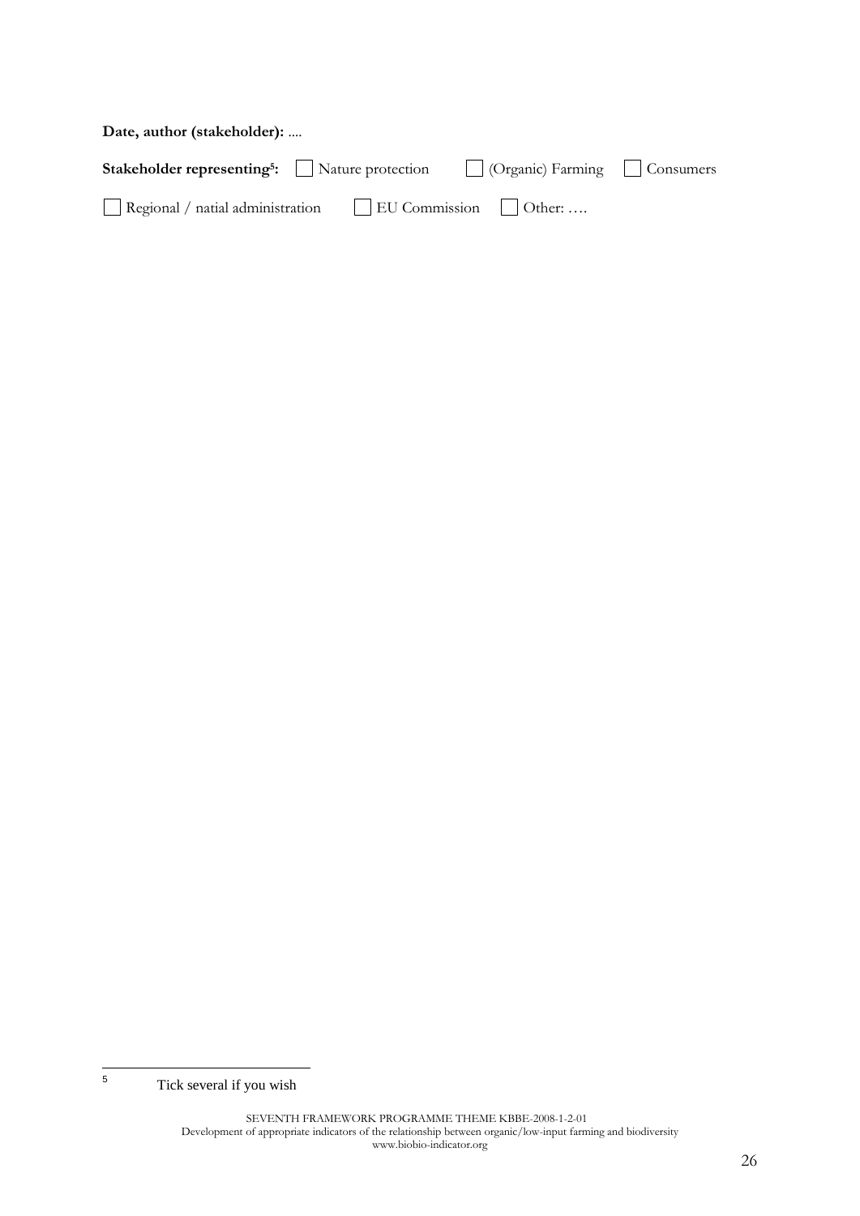**Date, author (stakeholder):** ....

**Stakeholder representing[5]:** ☐ Nature protection ☐ (Organic) Farming ☐ Consumers

☐ Regional / natial administration ☐ EU Commission ☐ Other: ….

---

[5] Tick several if you wish

SEVENTH FRAMEWORK PROGRAMME THEME KBBE-2008-1-2-01
Development of appropriate indicators of the relationship between organic/low-input farming and biodiversity
www.biobio-indicator.org